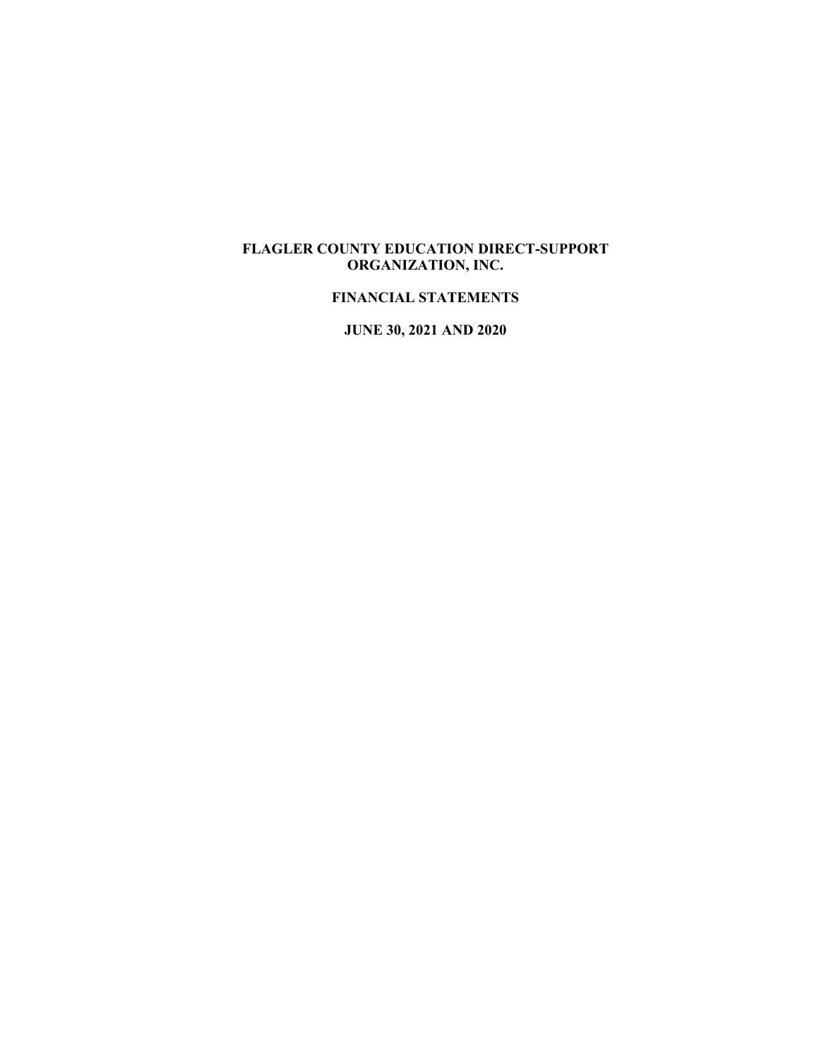# FLAGLER COUNTY EDUCATION DIRECT-SUPPORT ORGANIZATION, INC.

## FINANCIAL STATEMENTS

## JUNE 30, 2021 AND 2020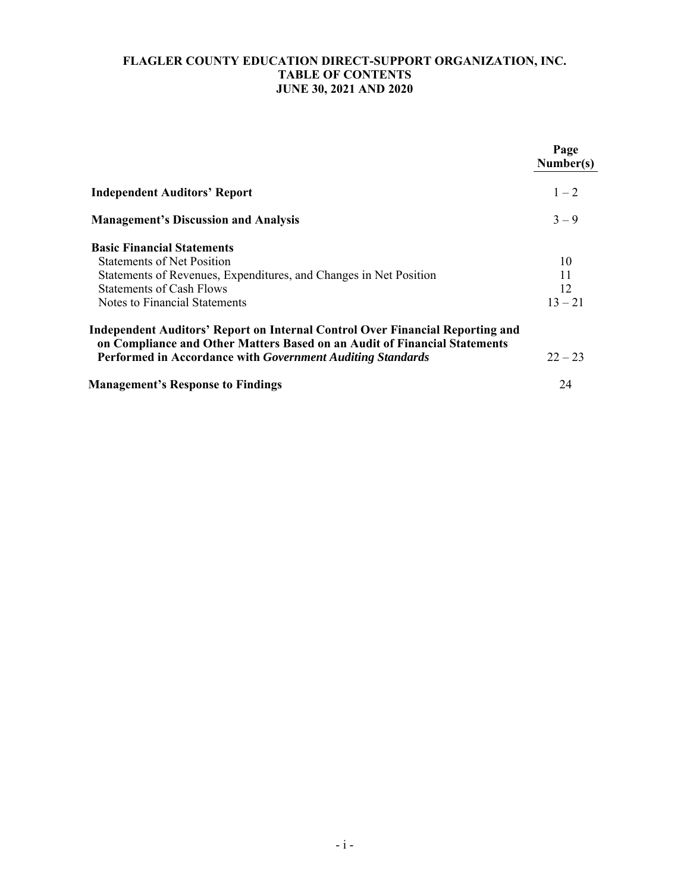# FLAGLER COUNTY EDUCATION DIRECT-SUPPORT ORGANIZATION, INC.
## TABLE OF CONTENTS
## JUNE 30, 2021 AND 2020

| | Page Number(s) |
|---|---|
| **Independent Auditors' Report** | 1 – 2 |
| **Management's Discussion and Analysis** | 3 – 9 |
| **Basic Financial Statements** | |
| Statements of Net Position | 10 |
| Statements of Revenues, Expenditures, and Changes in Net Position | 11 |
| Statements of Cash Flows | 12 |
| Notes to Financial Statements | 13 – 21 |
| **Independent Auditors' Report on Internal Control Over Financial Reporting and on Compliance and Other Matters Based on an Audit of Financial Statements Performed in Accordance with *Government Auditing Standards*** | 22 – 23 |
| **Management's Response to Findings** | 24 |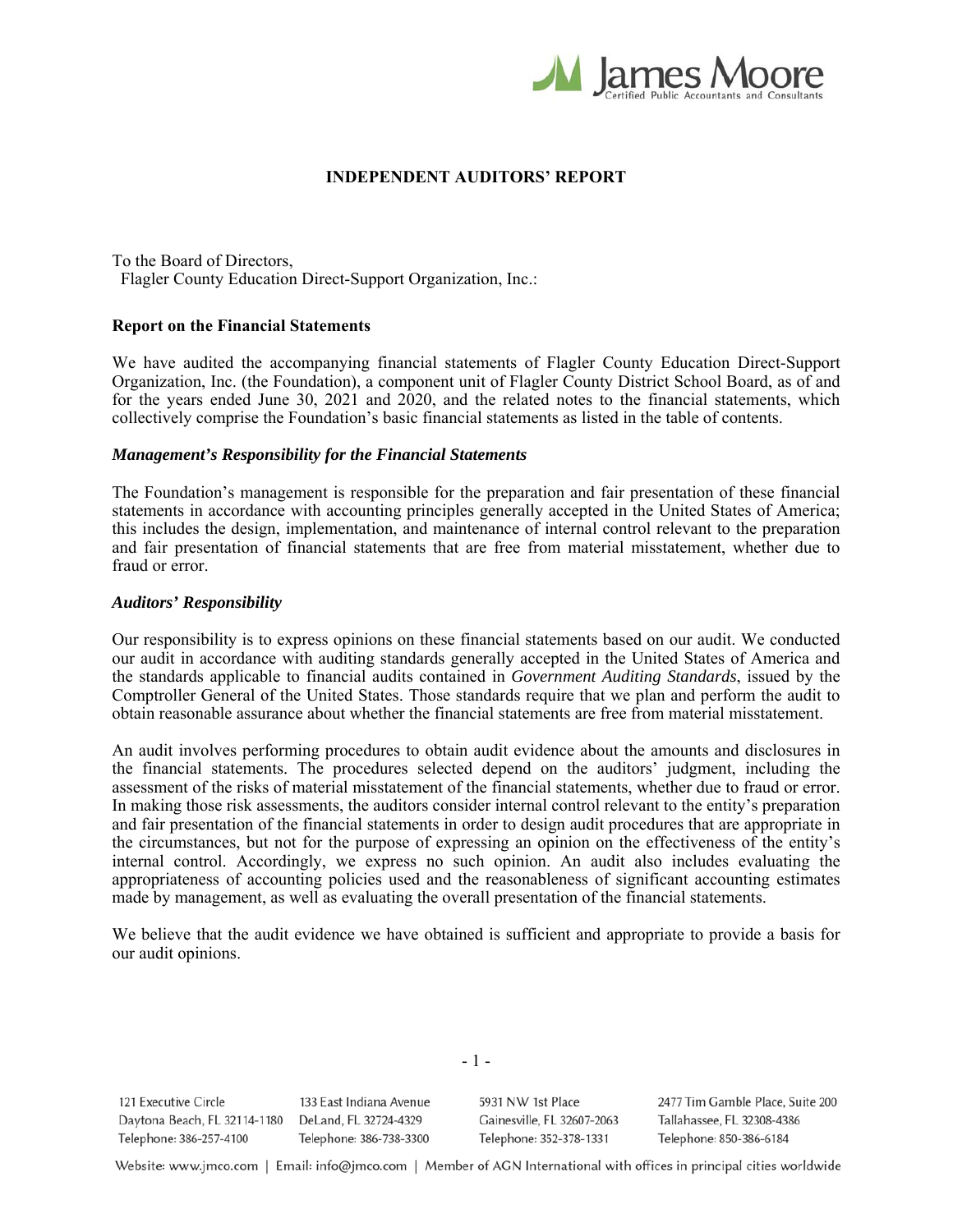# INDEPENDENT AUDITORS' REPORT

To the Board of Directors,
Flagler County Education Direct-Support Organization, Inc.:

## Report on the Financial Statements

We have audited the accompanying financial statements of Flagler County Education Direct-Support Organization, Inc. (the Foundation), a component unit of Flagler County District School Board, as of and for the years ended June 30, 2021 and 2020, and the related notes to the financial statements, which collectively comprise the Foundation's basic financial statements as listed in the table of contents.

### *Management's Responsibility for the Financial Statements*

The Foundation's management is responsible for the preparation and fair presentation of these financial statements in accordance with accounting principles generally accepted in the United States of America; this includes the design, implementation, and maintenance of internal control relevant to the preparation and fair presentation of financial statements that are free from material misstatement, whether due to fraud or error.

### *Auditors' Responsibility*

Our responsibility is to express opinions on these financial statements based on our audit. We conducted our audit in accordance with auditing standards generally accepted in the United States of America and the standards applicable to financial audits contained in *Government Auditing Standards*, issued by the Comptroller General of the United States. Those standards require that we plan and perform the audit to obtain reasonable assurance about whether the financial statements are free from material misstatement.

An audit involves performing procedures to obtain audit evidence about the amounts and disclosures in the financial statements. The procedures selected depend on the auditors' judgment, including the assessment of the risks of material misstatement of the financial statements, whether due to fraud or error. In making those risk assessments, the auditors consider internal control relevant to the entity's preparation and fair presentation of the financial statements in order to design audit procedures that are appropriate in the circumstances, but not for the purpose of expressing an opinion on the effectiveness of the entity's internal control. Accordingly, we express no such opinion. An audit also includes evaluating the appropriateness of accounting policies used and the reasonableness of significant accounting estimates made by management, as well as evaluating the overall presentation of the financial statements.

We believe that the audit evidence we have obtained is sufficient and appropriate to provide a basis for our audit opinions.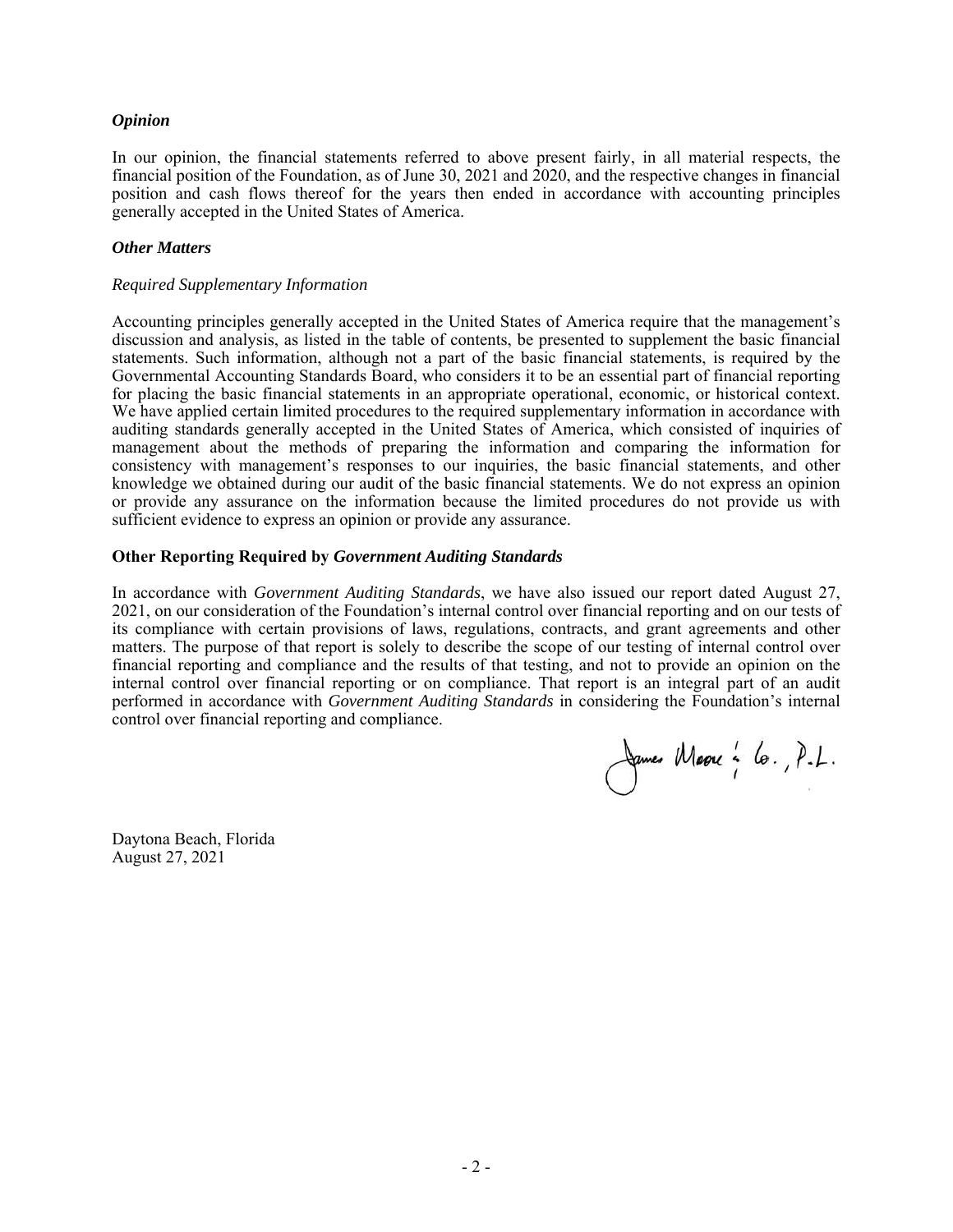### *Opinion*

In our opinion, the financial statements referred to above present fairly, in all material respects, the financial position of the Foundation, as of June 30, 2021 and 2020, and the respective changes in financial position and cash flows thereof for the years then ended in accordance with accounting principles generally accepted in the United States of America.

### *Other Matters*

*Required Supplementary Information*

Accounting principles generally accepted in the United States of America require that the management's discussion and analysis, as listed in the table of contents, be presented to supplement the basic financial statements. Such information, although not a part of the basic financial statements, is required by the Governmental Accounting Standards Board, who considers it to be an essential part of financial reporting for placing the basic financial statements in an appropriate operational, economic, or historical context. We have applied certain limited procedures to the required supplementary information in accordance with auditing standards generally accepted in the United States of America, which consisted of inquiries of management about the methods of preparing the information and comparing the information for consistency with management's responses to our inquiries, the basic financial statements, and other knowledge we obtained during our audit of the basic financial statements. We do not express an opinion or provide any assurance on the information because the limited procedures do not provide us with sufficient evidence to express an opinion or provide any assurance.

### Other Reporting Required by *Government Auditing Standards*

In accordance with *Government Auditing Standards*, we have also issued our report dated August 27, 2021, on our consideration of the Foundation's internal control over financial reporting and on our tests of its compliance with certain provisions of laws, regulations, contracts, and grant agreements and other matters. The purpose of that report is solely to describe the scope of our testing of internal control over financial reporting and compliance and the results of that testing, and not to provide an opinion on the internal control over financial reporting or on compliance. That report is an integral part of an audit performed in accordance with *Government Auditing Standards* in considering the Foundation's internal control over financial reporting and compliance.

James Moore & Co., P.L.

Daytona Beach, Florida
August 27, 2021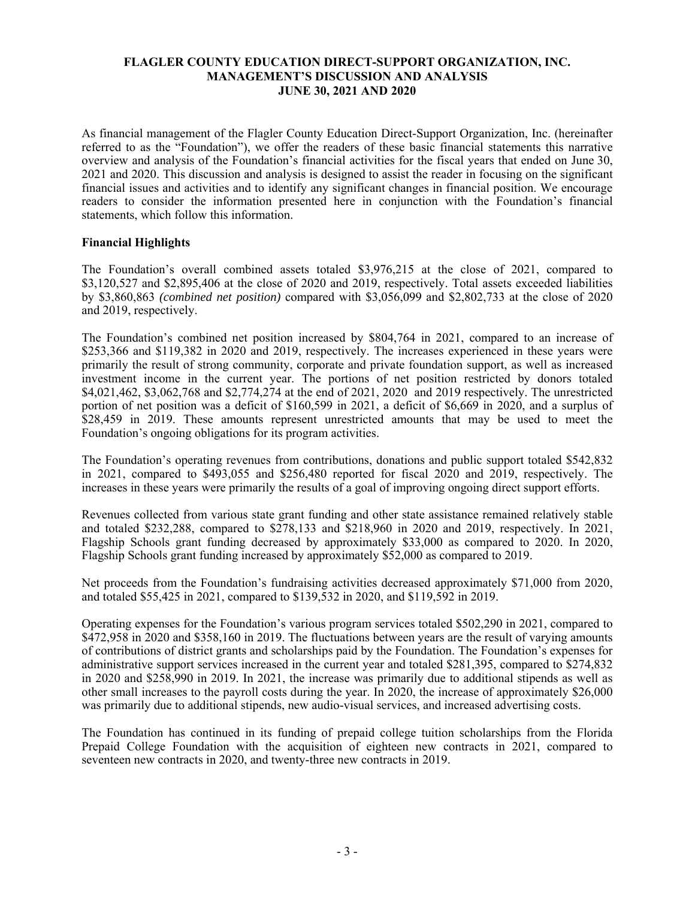**FLAGLER COUNTY EDUCATION DIRECT-SUPPORT ORGANIZATION, INC.**
**MANAGEMENT'S DISCUSSION AND ANALYSIS**
**JUNE 30, 2021 AND 2020**

As financial management of the Flagler County Education Direct-Support Organization, Inc. (hereinafter referred to as the "Foundation"), we offer the readers of these basic financial statements this narrative overview and analysis of the Foundation's financial activities for the fiscal years that ended on June 30, 2021 and 2020. This discussion and analysis is designed to assist the reader in focusing on the significant financial issues and activities and to identify any significant changes in financial position. We encourage readers to consider the information presented here in conjunction with the Foundation's financial statements, which follow this information.

**Financial Highlights**

The Foundation's overall combined assets totaled $3,976,215 at the close of 2021, compared to $3,120,527 and $2,895,406 at the close of 2020 and 2019, respectively. Total assets exceeded liabilities by $3,860,863 *(combined net position)* compared with $3,056,099 and $2,802,733 at the close of 2020 and 2019, respectively.

The Foundation's combined net position increased by $804,764 in 2021, compared to an increase of $253,366 and $119,382 in 2020 and 2019, respectively. The increases experienced in these years were primarily the result of strong community, corporate and private foundation support, as well as increased investment income in the current year. The portions of net position restricted by donors totaled $4,021,462, $3,062,768 and $2,774,274 at the end of 2021, 2020 and 2019 respectively. The unrestricted portion of net position was a deficit of $160,599 in 2021, a deficit of $6,669 in 2020, and a surplus of $28,459 in 2019. These amounts represent unrestricted amounts that may be used to meet the Foundation's ongoing obligations for its program activities.

The Foundation's operating revenues from contributions, donations and public support totaled $542,832 in 2021, compared to $493,055 and $256,480 reported for fiscal 2020 and 2019, respectively. The increases in these years were primarily the results of a goal of improving ongoing direct support efforts.

Revenues collected from various state grant funding and other state assistance remained relatively stable and totaled $232,288, compared to $278,133 and $218,960 in 2020 and 2019, respectively. In 2021, Flagship Schools grant funding decreased by approximately $33,000 as compared to 2020. In 2020, Flagship Schools grant funding increased by approximately $52,000 as compared to 2019.

Net proceeds from the Foundation's fundraising activities decreased approximately $71,000 from 2020, and totaled $55,425 in 2021, compared to $139,532 in 2020, and $119,592 in 2019.

Operating expenses for the Foundation's various program services totaled $502,290 in 2021, compared to $472,958 in 2020 and $358,160 in 2019. The fluctuations between years are the result of varying amounts of contributions of district grants and scholarships paid by the Foundation. The Foundation's expenses for administrative support services increased in the current year and totaled $281,395, compared to $274,832 in 2020 and $258,990 in 2019. In 2021, the increase was primarily due to additional stipends as well as other small increases to the payroll costs during the year. In 2020, the increase of approximately $26,000 was primarily due to additional stipends, new audio-visual services, and increased advertising costs.

The Foundation has continued in its funding of prepaid college tuition scholarships from the Florida Prepaid College Foundation with the acquisition of eighteen new contracts in 2021, compared to seventeen new contracts in 2020, and twenty-three new contracts in 2019.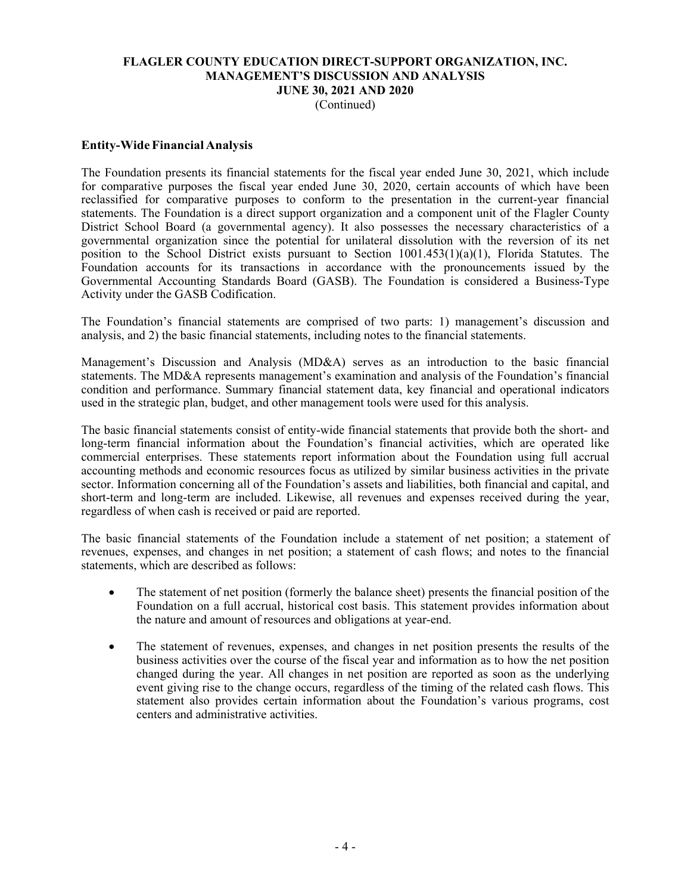## Entity-Wide Financial Analysis

The Foundation presents its financial statements for the fiscal year ended June 30, 2021, which include for comparative purposes the fiscal year ended June 30, 2020, certain accounts of which have been reclassified for comparative purposes to conform to the presentation in the current-year financial statements. The Foundation is a direct support organization and a component unit of the Flagler County District School Board (a governmental agency). It also possesses the necessary characteristics of a governmental organization since the potential for unilateral dissolution with the reversion of its net position to the School District exists pursuant to Section 1001.453(1)(a)(1), Florida Statutes. The Foundation accounts for its transactions in accordance with the pronouncements issued by the Governmental Accounting Standards Board (GASB). The Foundation is considered a Business-Type Activity under the GASB Codification.

The Foundation's financial statements are comprised of two parts: 1) management's discussion and analysis, and 2) the basic financial statements, including notes to the financial statements.

Management's Discussion and Analysis (MD&A) serves as an introduction to the basic financial statements. The MD&A represents management's examination and analysis of the Foundation's financial condition and performance. Summary financial statement data, key financial and operational indicators used in the strategic plan, budget, and other management tools were used for this analysis.

The basic financial statements consist of entity-wide financial statements that provide both the short- and long-term financial information about the Foundation's financial activities, which are operated like commercial enterprises. These statements report information about the Foundation using full accrual accounting methods and economic resources focus as utilized by similar business activities in the private sector. Information concerning all of the Foundation's assets and liabilities, both financial and capital, and short-term and long-term are included. Likewise, all revenues and expenses received during the year, regardless of when cash is received or paid are reported.

The basic financial statements of the Foundation include a statement of net position; a statement of revenues, expenses, and changes in net position; a statement of cash flows; and notes to the financial statements, which are described as follows:

- The statement of net position (formerly the balance sheet) presents the financial position of the Foundation on a full accrual, historical cost basis. This statement provides information about the nature and amount of resources and obligations at year-end.

- The statement of revenues, expenses, and changes in net position presents the results of the business activities over the course of the fiscal year and information as to how the net position changed during the year. All changes in net position are reported as soon as the underlying event giving rise to the change occurs, regardless of the timing of the related cash flows. This statement also provides certain information about the Foundation's various programs, cost centers and administrative activities.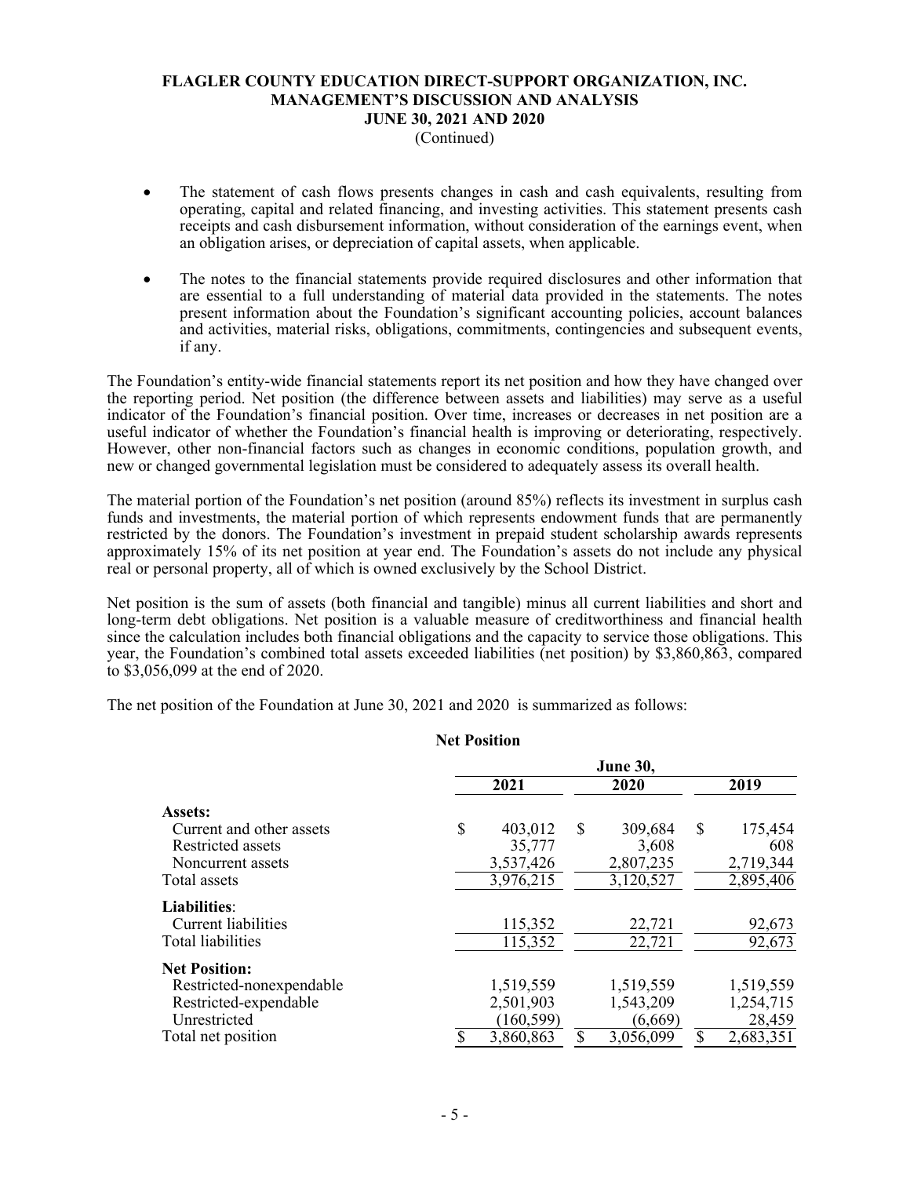- The statement of cash flows presents changes in cash and cash equivalents, resulting from operating, capital and related financing, and investing activities. This statement presents cash receipts and cash disbursement information, without consideration of the earnings event, when an obligation arises, or depreciation of capital assets, when applicable.

- The notes to the financial statements provide required disclosures and other information that are essential to a full understanding of material data provided in the statements. The notes present information about the Foundation's significant accounting policies, account balances and activities, material risks, obligations, commitments, contingencies and subsequent events, if any.

The Foundation's entity-wide financial statements report its net position and how they have changed over the reporting period. Net position (the difference between assets and liabilities) may serve as a useful indicator of the Foundation's financial position. Over time, increases or decreases in net position are a useful indicator of whether the Foundation's financial health is improving or deteriorating, respectively. However, other non-financial factors such as changes in economic conditions, population growth, and new or changed governmental legislation must be considered to adequately assess its overall health.

The material portion of the Foundation's net position (around 85%) reflects its investment in surplus cash funds and investments, the material portion of which represents endowment funds that are permanently restricted by the donors. The Foundation's investment in prepaid student scholarship awards represents approximately 15% of its net position at year end. The Foundation's assets do not include any physical real or personal property, all of which is owned exclusively by the School District.

Net position is the sum of assets (both financial and tangible) minus all current liabilities and short and long-term debt obligations. Net position is a valuable measure of creditworthiness and financial health since the calculation includes both financial obligations and the capacity to service those obligations. This year, the Foundation's combined total assets exceeded liabilities (net position) by $3,860,863, compared to $3,056,099 at the end of 2020.

The net position of the Foundation at June 30, 2021 and 2020 is summarized as follows:

**Net Position**

| | June 30, | | |
|---|---|---|---|
| | 2021 | 2020 | 2019 |
| **Assets:** | | | |
| Current and other assets | $ 403,012 | $ 309,684 | $ 175,454 |
| Restricted assets | 35,777 | 3,608 | 608 |
| Noncurrent assets | 3,537,426 | 2,807,235 | 2,719,344 |
| Total assets | 3,976,215 | 3,120,527 | 2,895,406 |
| **Liabilities**: | | | |
| Current liabilities | 115,352 | 22,721 | 92,673 |
| Total liabilities | 115,352 | 22,721 | 92,673 |
| **Net Position:** | | | |
| Restricted-nonexpendable | 1,519,559 | 1,519,559 | 1,519,559 |
| Restricted-expendable | 2,501,903 | 1,543,209 | 1,254,715 |
| Unrestricted | (160,599) | (6,669) | 28,459 |
| Total net position | $ 3,860,863 | $ 3,056,099 | $ 2,683,351 |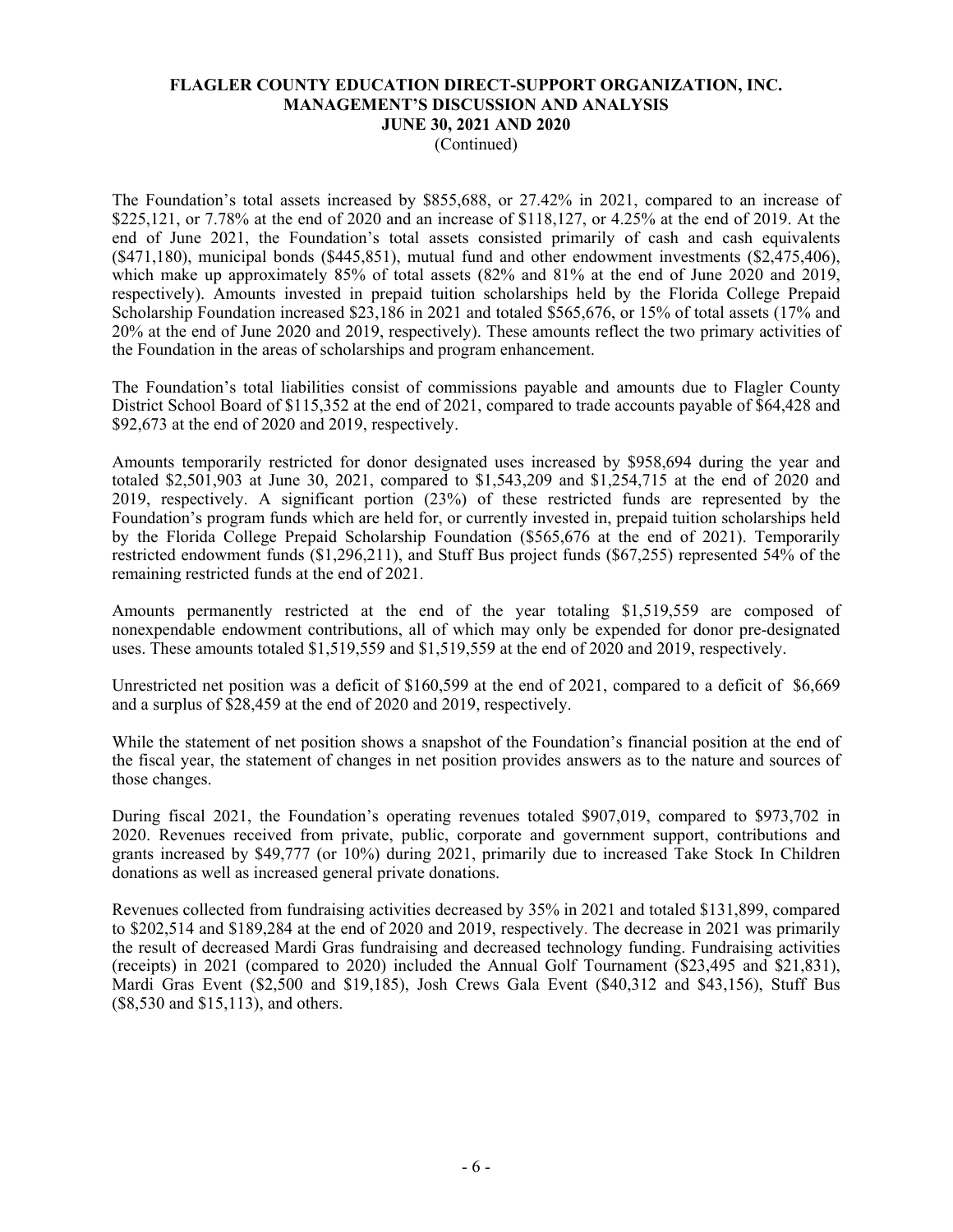# FLAGLER COUNTY EDUCATION DIRECT-SUPPORT ORGANIZATION, INC.
## MANAGEMENT'S DISCUSSION AND ANALYSIS
### JUNE 30, 2021 AND 2020
(Continued)

The Foundation's total assets increased by $855,688, or 27.42% in 2021, compared to an increase of $225,121, or 7.78% at the end of 2020 and an increase of $118,127, or 4.25% at the end of 2019. At the end of June 2021, the Foundation's total assets consisted primarily of cash and cash equivalents ($471,180), municipal bonds ($445,851), mutual fund and other endowment investments ($2,475,406), which make up approximately 85% of total assets (82% and 81% at the end of June 2020 and 2019, respectively). Amounts invested in prepaid tuition scholarships held by the Florida College Prepaid Scholarship Foundation increased $23,186 in 2021 and totaled $565,676, or 15% of total assets (17% and 20% at the end of June 2020 and 2019, respectively). These amounts reflect the two primary activities of the Foundation in the areas of scholarships and program enhancement.

The Foundation's total liabilities consist of commissions payable and amounts due to Flagler County District School Board of $115,352 at the end of 2021, compared to trade accounts payable of $64,428 and $92,673 at the end of 2020 and 2019, respectively.

Amounts temporarily restricted for donor designated uses increased by $958,694 during the year and totaled $2,501,903 at June 30, 2021, compared to $1,543,209 and $1,254,715 at the end of 2020 and 2019, respectively. A significant portion (23%) of these restricted funds are represented by the Foundation's program funds which are held for, or currently invested in, prepaid tuition scholarships held by the Florida College Prepaid Scholarship Foundation ($565,676 at the end of 2021). Temporarily restricted endowment funds ($1,296,211), and Stuff Bus project funds ($67,255) represented 54% of the remaining restricted funds at the end of 2021.

Amounts permanently restricted at the end of the year totaling $1,519,559 are composed of nonexpendable endowment contributions, all of which may only be expended for donor pre-designated uses. These amounts totaled $1,519,559 and $1,519,559 at the end of 2020 and 2019, respectively.

Unrestricted net position was a deficit of $160,599 at the end of 2021, compared to a deficit of $6,669 and a surplus of $28,459 at the end of 2020 and 2019, respectively.

While the statement of net position shows a snapshot of the Foundation's financial position at the end of the fiscal year, the statement of changes in net position provides answers as to the nature and sources of those changes.

During fiscal 2021, the Foundation's operating revenues totaled $907,019, compared to $973,702 in 2020. Revenues received from private, public, corporate and government support, contributions and grants increased by $49,777 (or 10%) during 2021, primarily due to increased Take Stock In Children donations as well as increased general private donations.

Revenues collected from fundraising activities decreased by 35% in 2021 and totaled $131,899, compared to $202,514 and $189,284 at the end of 2020 and 2019, respectively. The decrease in 2021 was primarily the result of decreased Mardi Gras fundraising and decreased technology funding. Fundraising activities (receipts) in 2021 (compared to 2020) included the Annual Golf Tournament ($23,495 and $21,831), Mardi Gras Event ($2,500 and $19,185), Josh Crews Gala Event ($40,312 and $43,156), Stuff Bus ($8,530 and $15,113), and others.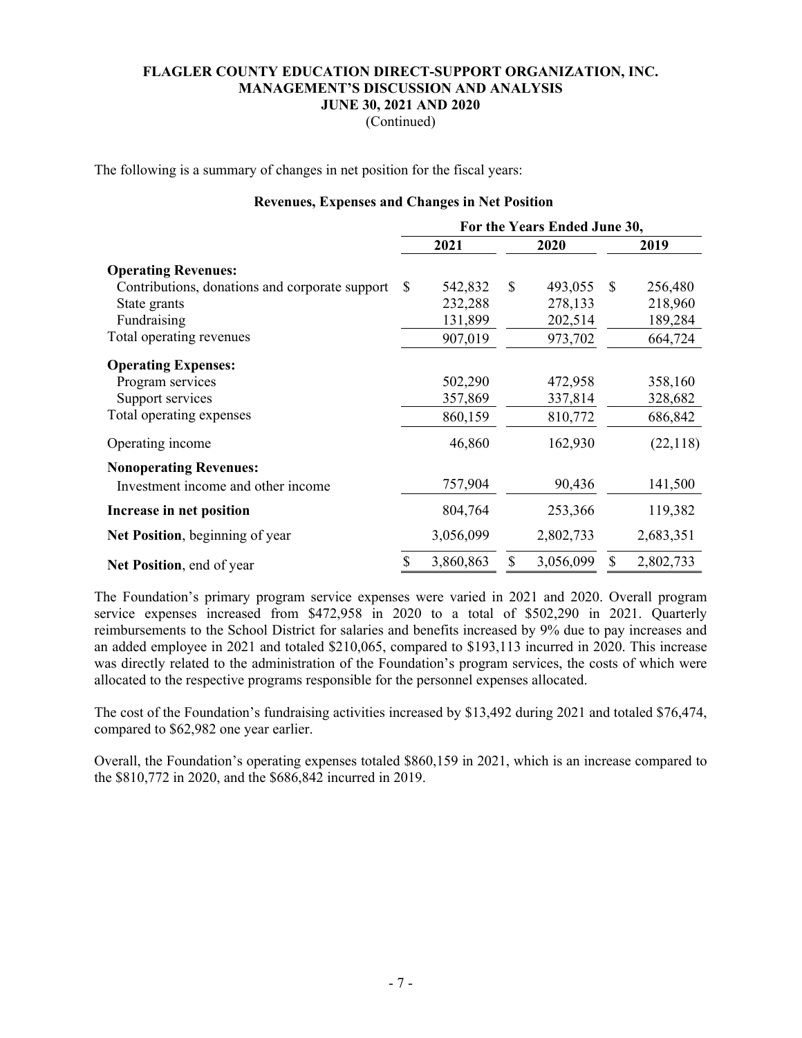**FLAGLER COUNTY EDUCATION DIRECT-SUPPORT ORGANIZATION, INC.**
**MANAGEMENT'S DISCUSSION AND ANALYSIS**
**JUNE 30, 2021 AND 2020**
(Continued)

The following is a summary of changes in net position for the fiscal years:

**Revenues, Expenses and Changes in Net Position**

| | For the Years Ended June 30, | | |
|---|---|---|---|
| | 2021 | 2020 | 2019 |
| **Operating Revenues:** | | | |
| Contributions, donations and corporate support | $ 542,832 | $ 493,055 | $ 256,480 |
| State grants | 232,288 | 278,133 | 218,960 |
| Fundraising | 131,899 | 202,514 | 189,284 |
| Total operating revenues | 907,019 | 973,702 | 664,724 |
| **Operating Expenses:** | | | |
| Program services | 502,290 | 472,958 | 358,160 |
| Support services | 357,869 | 337,814 | 328,682 |
| Total operating expenses | 860,159 | 810,772 | 686,842 |
| Operating income | 46,860 | 162,930 | (22,118) |
| **Nonoperating Revenues:** | | | |
| Investment income and other income | 757,904 | 90,436 | 141,500 |
| **Increase in net position** | 804,764 | 253,366 | 119,382 |
| **Net Position**, beginning of year | 3,056,099 | 2,802,733 | 2,683,351 |
| **Net Position**, end of year | $ 3,860,863 | $ 3,056,099 | $ 2,802,733 |

The Foundation's primary program service expenses were varied in 2021 and 2020. Overall program service expenses increased from $472,958 in 2020 to a total of $502,290 in 2021. Quarterly reimbursements to the School District for salaries and benefits increased by 9% due to pay increases and an added employee in 2021 and totaled $210,065, compared to $193,113 incurred in 2020. This increase was directly related to the administration of the Foundation's program services, the costs of which were allocated to the respective programs responsible for the personnel expenses allocated.

The cost of the Foundation's fundraising activities increased by $13,492 during 2021 and totaled $76,474, compared to $62,982 one year earlier.

Overall, the Foundation's operating expenses totaled $860,159 in 2021, which is an increase compared to the $810,772 in 2020, and the $686,842 incurred in 2019.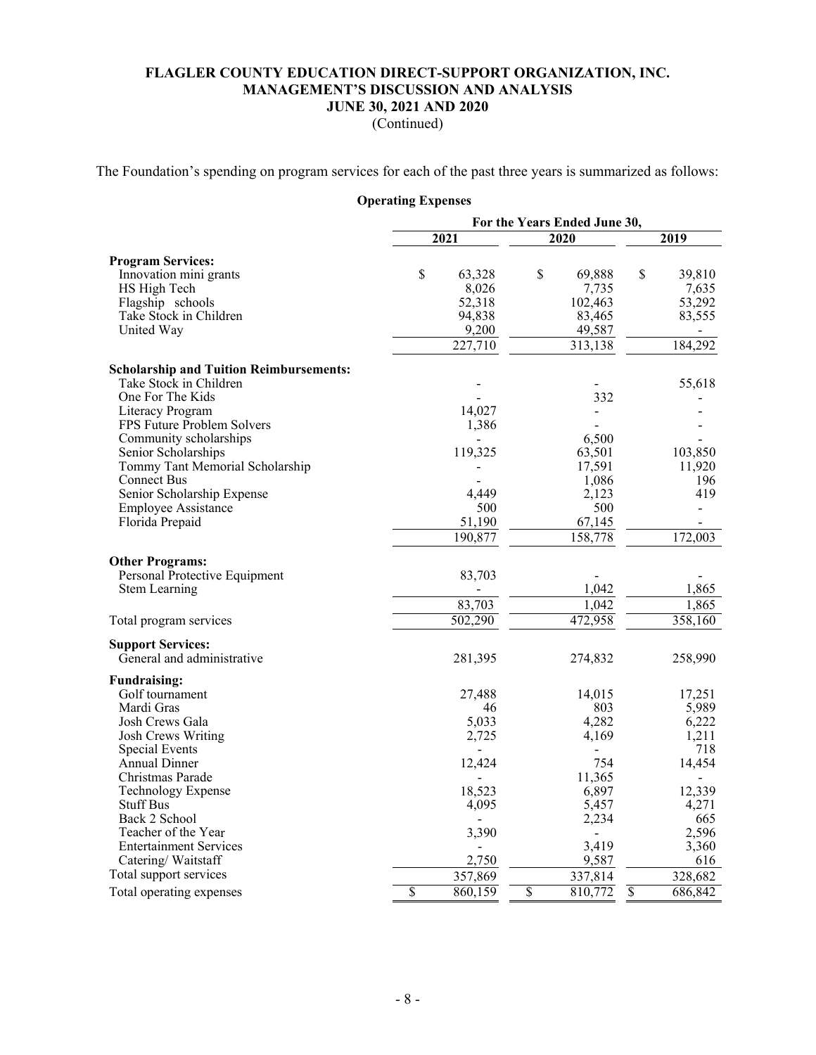**FLAGLER COUNTY EDUCATION DIRECT-SUPPORT ORGANIZATION, INC.**
**MANAGEMENT'S DISCUSSION AND ANALYSIS**
**JUNE 30, 2021 AND 2020**
(Continued)

The Foundation's spending on program services for each of the past three years is summarized as follows:

**Operating Expenses**

| | For the Years Ended June 30, | | |
|---|---|---|---|
| | 2021 | 2020 | 2019 |
| **Program Services:** | | | |
| Innovation mini grants | $ 63,328 | $ 69,888 | $ 39,810 |
| HS High Tech | 8,026 | 7,735 | 7,635 |
| Flagship schools | 52,318 | 102,463 | 53,292 |
| Take Stock in Children | 94,838 | 83,465 | 83,555 |
| United Way | 9,200 | 49,587 | - |
| | 227,710 | 313,138 | 184,292 |
| **Scholarship and Tuition Reimbursements:** | | | |
| Take Stock in Children | - | - | 55,618 |
| One For The Kids | - | 332 | - |
| Literacy Program | 14,027 | - | - |
| FPS Future Problem Solvers | 1,386 | - | - |
| Community scholarships | - | 6,500 | - |
| Senior Scholarships | 119,325 | 63,501 | 103,850 |
| Tommy Tant Memorial Scholarship | - | 17,591 | 11,920 |
| Connect Bus | - | 1,086 | 196 |
| Senior Scholarship Expense | 4,449 | 2,123 | 419 |
| Employee Assistance | 500 | 500 | - |
| Florida Prepaid | 51,190 | 67,145 | - |
| | 190,877 | 158,778 | 172,003 |
| **Other Programs:** | | | |
| Personal Protective Equipment | 83,703 | - | - |
| Stem Learning | - | 1,042 | 1,865 |
| | 83,703 | 1,042 | 1,865 |
| Total program services | 502,290 | 472,958 | 358,160 |
| **Support Services:** | | | |
| General and administrative | 281,395 | 274,832 | 258,990 |
| **Fundraising:** | | | |
| Golf tournament | 27,488 | 14,015 | 17,251 |
| Mardi Gras | 46 | 803 | 5,989 |
| Josh Crews Gala | 5,033 | 4,282 | 6,222 |
| Josh Crews Writing | 2,725 | 4,169 | 1,211 |
| Special Events | - | - | 718 |
| Annual Dinner | 12,424 | 754 | 14,454 |
| Christmas Parade | - | 11,365 | - |
| Technology Expense | 18,523 | 6,897 | 12,339 |
| Stuff Bus | 4,095 | 5,457 | 4,271 |
| Back 2 School | - | 2,234 | 665 |
| Teacher of the Year | 3,390 | - | 2,596 |
| Entertainment Services | - | 3,419 | 3,360 |
| Catering/ Waitstaff | 2,750 | 9,587 | 616 |
| Total support services | 357,869 | 337,814 | 328,682 |
| Total operating expenses | $ 860,159 | $ 810,772 | $ 686,842 |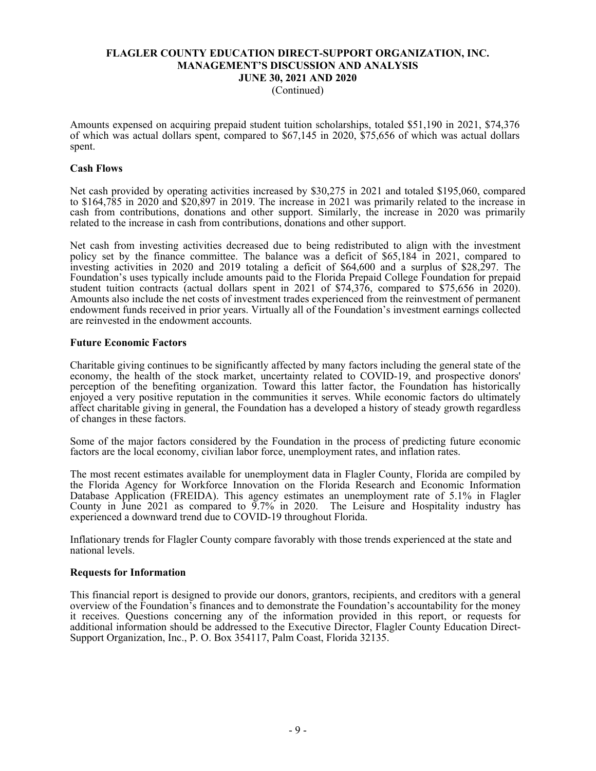Amounts expensed on acquiring prepaid student tuition scholarships, totaled $51,190 in 2021, $74,376 of which was actual dollars spent, compared to $67,145 in 2020, $75,656 of which was actual dollars spent.

**Cash Flows**

Net cash provided by operating activities increased by $30,275 in 2021 and totaled $195,060, compared to $164,785 in 2020 and $20,897 in 2019. The increase in 2021 was primarily related to the increase in cash from contributions, donations and other support. Similarly, the increase in 2020 was primarily related to the increase in cash from contributions, donations and other support.

Net cash from investing activities decreased due to being redistributed to align with the investment policy set by the finance committee. The balance was a deficit of $65,184 in 2021, compared to investing activities in 2020 and 2019 totaling a deficit of $64,600 and a surplus of $28,297. The Foundation's uses typically include amounts paid to the Florida Prepaid College Foundation for prepaid student tuition contracts (actual dollars spent in 2021 of $74,376, compared to $75,656 in 2020). Amounts also include the net costs of investment trades experienced from the reinvestment of permanent endowment funds received in prior years. Virtually all of the Foundation's investment earnings collected are reinvested in the endowment accounts.

**Future Economic Factors**

Charitable giving continues to be significantly affected by many factors including the general state of the economy, the health of the stock market, uncertainty related to COVID-19, and prospective donors' perception of the benefiting organization. Toward this latter factor, the Foundation has historically enjoyed a very positive reputation in the communities it serves. While economic factors do ultimately affect charitable giving in general, the Foundation has a developed a history of steady growth regardless of changes in these factors.

Some of the major factors considered by the Foundation in the process of predicting future economic factors are the local economy, civilian labor force, unemployment rates, and inflation rates.

The most recent estimates available for unemployment data in Flagler County, Florida are compiled by the Florida Agency for Workforce Innovation on the Florida Research and Economic Information Database Application (FREIDA). This agency estimates an unemployment rate of 5.1% in Flagler County in June 2021 as compared to 9.7% in 2020. The Leisure and Hospitality industry has experienced a downward trend due to COVID-19 throughout Florida.

Inflationary trends for Flagler County compare favorably with those trends experienced at the state and national levels.

**Requests for Information**

This financial report is designed to provide our donors, grantors, recipients, and creditors with a general overview of the Foundation's finances and to demonstrate the Foundation's accountability for the money it receives. Questions concerning any of the information provided in this report, or requests for additional information should be addressed to the Executive Director, Flagler County Education Direct-Support Organization, Inc., P. O. Box 354117, Palm Coast, Florida 32135.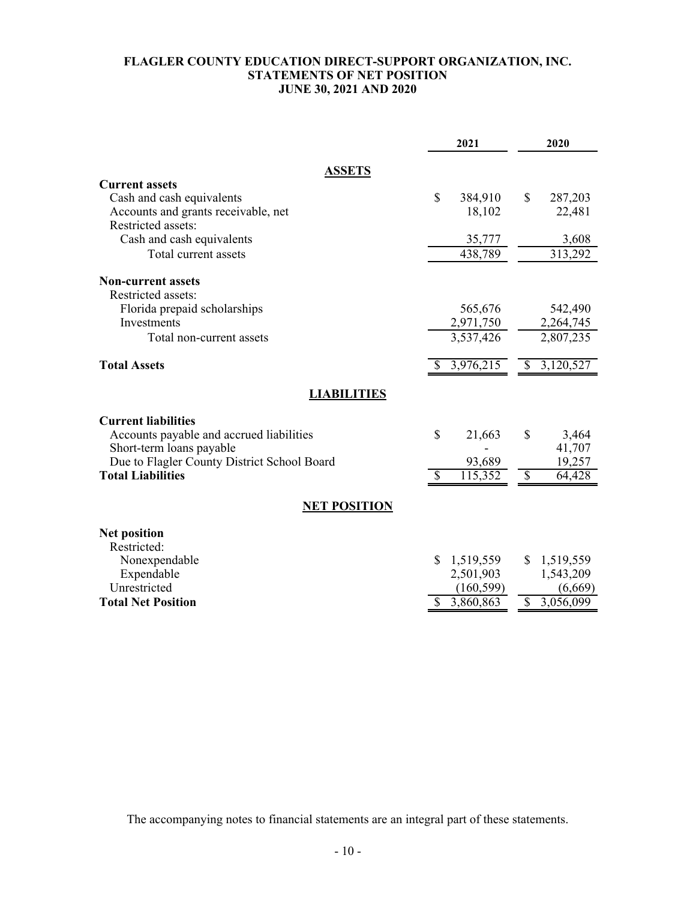# FLAGLER COUNTY EDUCATION DIRECT-SUPPORT ORGANIZATION, INC.
## STATEMENTS OF NET POSITION
### JUNE 30, 2021 AND 2020

| | 2021 | 2020 |
|---|---|---|
| **ASSETS** | | |
| **Current assets** | | |
| Cash and cash equivalents | $ 384,910 | $ 287,203 |
| Accounts and grants receivable, net | 18,102 | 22,481 |
| Restricted assets: | | |
| Cash and cash equivalents | 35,777 | 3,608 |
| Total current assets | 438,789 | 313,292 |
| **Non-current assets** | | |
| Restricted assets: | | |
| Florida prepaid scholarships | 565,676 | 542,490 |
| Investments | 2,971,750 | 2,264,745 |
| Total non-current assets | 3,537,426 | 2,807,235 |
| **Total Assets** | $ 3,976,215 | $ 3,120,527 |
| **LIABILITIES** | | |
| **Current liabilities** | | |
| Accounts payable and accrued liabilities | $ 21,663 | $ 3,464 |
| Short-term loans payable | - | 41,707 |
| Due to Flagler County District School Board | 93,689 | 19,257 |
| **Total Liabilities** | $ 115,352 | $ 64,428 |
| **NET POSITION** | | |
| **Net position** | | |
| Restricted: | | |
| Nonexpendable | $ 1,519,559 | $ 1,519,559 |
| Expendable | 2,501,903 | 1,543,209 |
| Unrestricted | (160,599) | (6,669) |
| **Total Net Position** | $ 3,860,863 | $ 3,056,099 |

The accompanying notes to financial statements are an integral part of these statements.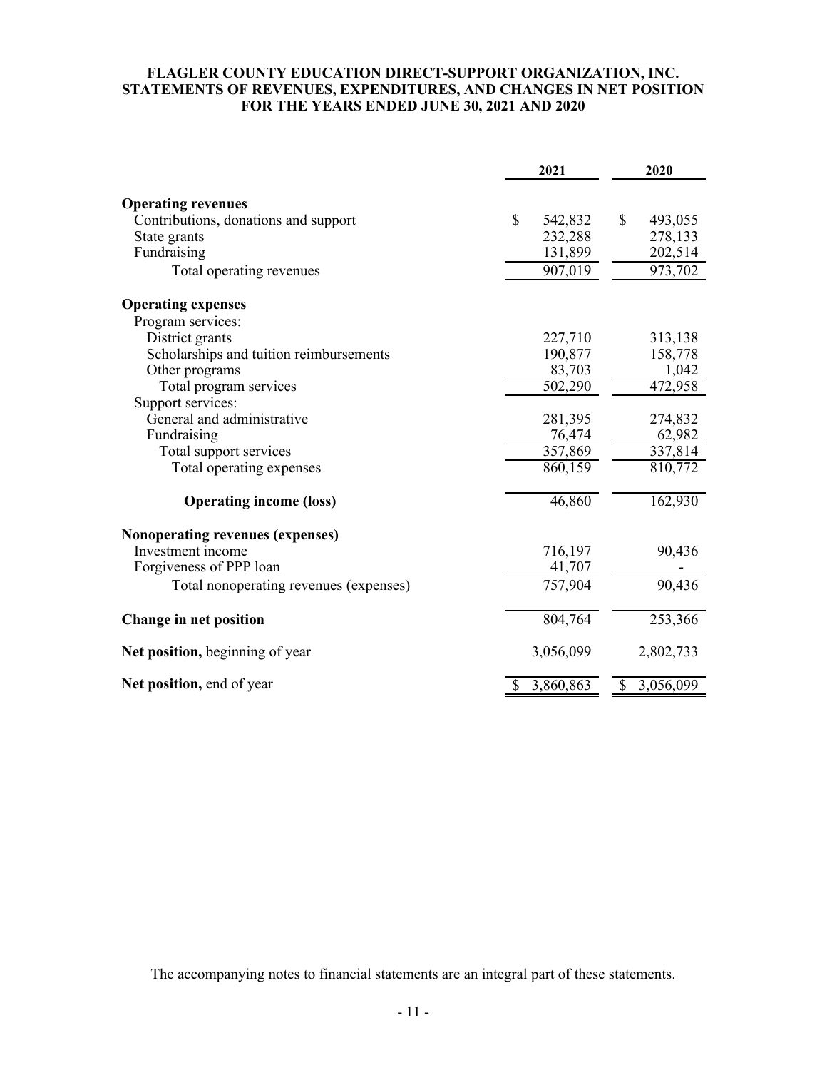**FLAGLER COUNTY EDUCATION DIRECT-SUPPORT ORGANIZATION, INC.**
**STATEMENTS OF REVENUES, EXPENDITURES, AND CHANGES IN NET POSITION**
**FOR THE YEARS ENDED JUNE 30, 2021 AND 2020**

| | 2021 | 2020 |
|---|---|---|
| **Operating revenues** | | |
| Contributions, donations and support | $ 542,832 | $ 493,055 |
| State grants | 232,288 | 278,133 |
| Fundraising | 131,899 | 202,514 |
| Total operating revenues | 907,019 | 973,702 |
| **Operating expenses** | | |
| Program services: | | |
| District grants | 227,710 | 313,138 |
| Scholarships and tuition reimbursements | 190,877 | 158,778 |
| Other programs | 83,703 | 1,042 |
| Total program services | 502,290 | 472,958 |
| Support services: | | |
| General and administrative | 281,395 | 274,832 |
| Fundraising | 76,474 | 62,982 |
| Total support services | 357,869 | 337,814 |
| Total operating expenses | 860,159 | 810,772 |
| **Operating income (loss)** | 46,860 | 162,930 |
| **Nonoperating revenues (expenses)** | | |
| Investment income | 716,197 | 90,436 |
| Forgiveness of PPP loan | 41,707 | - |
| Total nonoperating revenues (expenses) | 757,904 | 90,436 |
| **Change in net position** | 804,764 | 253,366 |
| **Net position,** beginning of year | 3,056,099 | 2,802,733 |
| **Net position,** end of year | $ 3,860,863 | $ 3,056,099 |

The accompanying notes to financial statements are an integral part of these statements.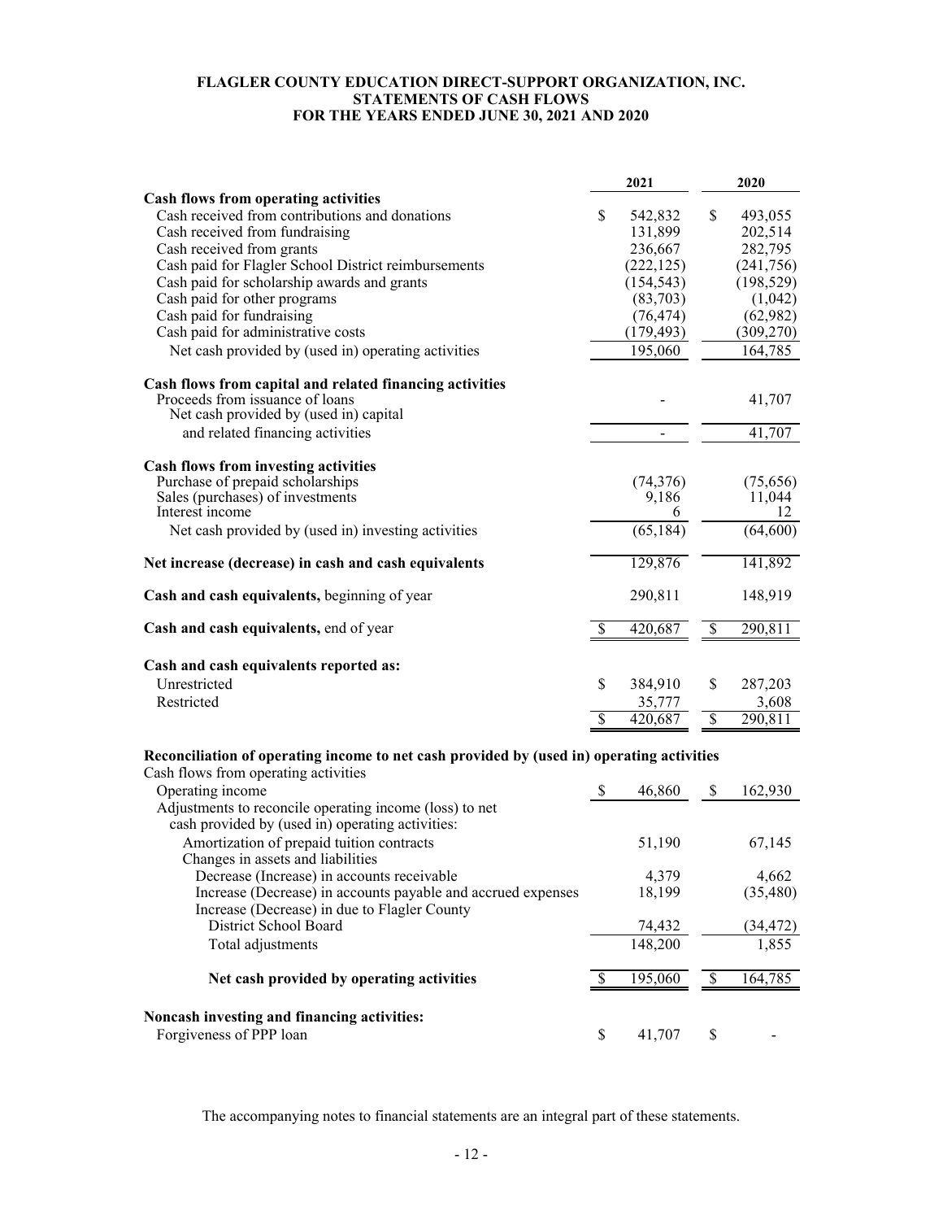**FLAGLER COUNTY EDUCATION DIRECT-SUPPORT ORGANIZATION, INC.**
**STATEMENTS OF CASH FLOWS**
**FOR THE YEARS ENDED JUNE 30, 2021 AND 2020**

| | 2021 | 2020 |
|---|---|---|
| **Cash flows from operating activities** | | |
| Cash received from contributions and donations | $ 542,832 | $ 493,055 |
| Cash received from fundraising | 131,899 | 202,514 |
| Cash received from grants | 236,667 | 282,795 |
| Cash paid for Flagler School District reimbursements | (222,125) | (241,756) |
| Cash paid for scholarship awards and grants | (154,543) | (198,529) |
| Cash paid for other programs | (83,703) | (1,042) |
| Cash paid for fundraising | (76,474) | (62,982) |
| Cash paid for administrative costs | (179,493) | (309,270) |
| Net cash provided by (used in) operating activities | 195,060 | 164,785 |
| **Cash flows from capital and related financing activities** | | |
| Proceeds from issuance of loans | - | 41,707 |
| Net cash provided by (used in) capital and related financing activities | - | 41,707 |
| **Cash flows from investing activities** | | |
| Purchase of prepaid scholarships | (74,376) | (75,656) |
| Sales (purchases) of investments | 9,186 | 11,044 |
| Interest income | 6 | 12 |
| Net cash provided by (used in) investing activities | (65,184) | (64,600) |
| **Net increase (decrease) in cash and cash equivalents** | 129,876 | 141,892 |
| **Cash and cash equivalents,** beginning of year | 290,811 | 148,919 |
| **Cash and cash equivalents,** end of year | $ 420,687 | $ 290,811 |
| **Cash and cash equivalents reported as:** | | |
| Unrestricted | $ 384,910 | $ 287,203 |
| Restricted | 35,777 | 3,608 |
| | $ 420,687 | $ 290,811 |

**Reconciliation of operating income to net cash provided by (used in) operating activities**

| | 2021 | 2020 |
|---|---|---|
| Cash flows from operating activities | | |
| Operating income | $ 46,860 | $ 162,930 |
| Adjustments to reconcile operating income (loss) to net cash provided by (used in) operating activities: | | |
| Amortization of prepaid tuition contracts | 51,190 | 67,145 |
| Changes in assets and liabilities | | |
| Decrease (Increase) in accounts receivable | 4,379 | 4,662 |
| Increase (Decrease) in accounts payable and accrued expenses | 18,199 | (35,480) |
| Increase (Decrease) in due to Flagler County District School Board | 74,432 | (34,472) |
| Total adjustments | 148,200 | 1,855 |
| **Net cash provided by operating activities** | $ 195,060 | $ 164,785 |

| | 2021 | 2020 |
|---|---|---|
| **Noncash investing and financing activities:** | | |
| Forgiveness of PPP loan | $ 41,707 | $ - |

The accompanying notes to financial statements are an integral part of these statements.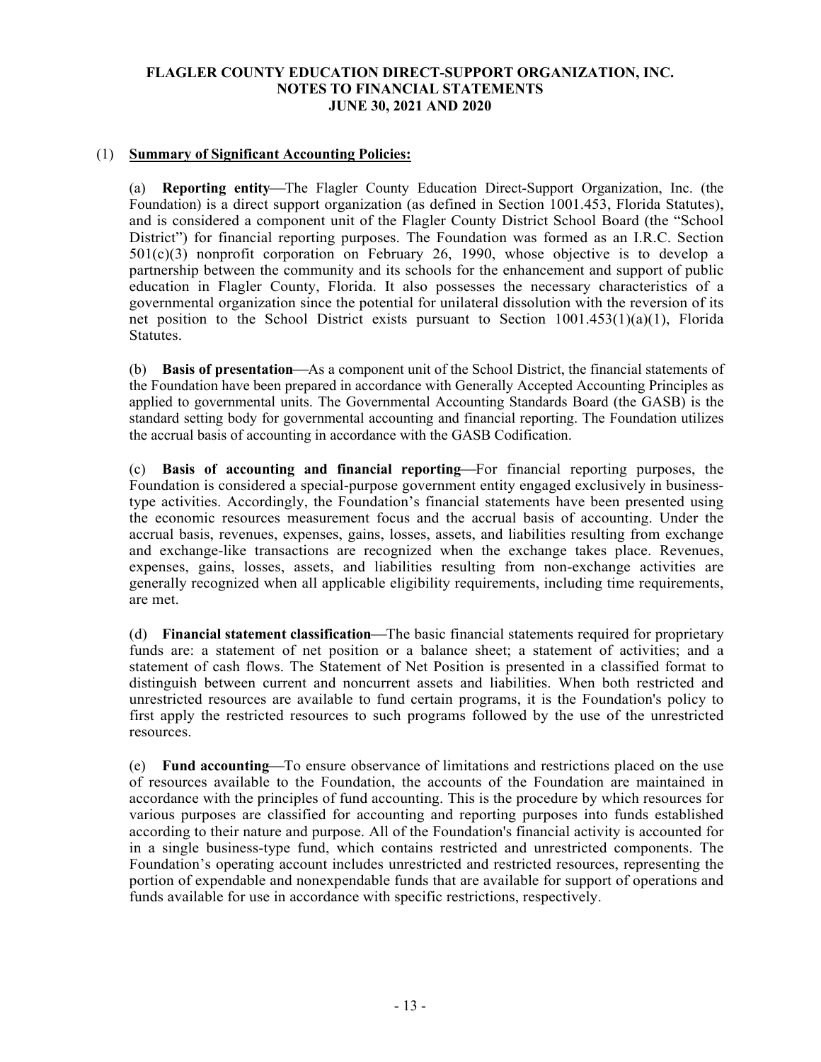**FLAGLER COUNTY EDUCATION DIRECT-SUPPORT ORGANIZATION, INC.**
**NOTES TO FINANCIAL STATEMENTS**
**JUNE 30, 2021 AND 2020**

(1) **Summary of Significant Accounting Policies:**

(a) **Reporting entity**—The Flagler County Education Direct-Support Organization, Inc. (the Foundation) is a direct support organization (as defined in Section 1001.453, Florida Statutes), and is considered a component unit of the Flagler County District School Board (the "School District") for financial reporting purposes. The Foundation was formed as an I.R.C. Section 501(c)(3) nonprofit corporation on February 26, 1990, whose objective is to develop a partnership between the community and its schools for the enhancement and support of public education in Flagler County, Florida. It also possesses the necessary characteristics of a governmental organization since the potential for unilateral dissolution with the reversion of its net position to the School District exists pursuant to Section 1001.453(1)(a)(1), Florida Statutes.

(b) **Basis of presentation**—As a component unit of the School District, the financial statements of the Foundation have been prepared in accordance with Generally Accepted Accounting Principles as applied to governmental units. The Governmental Accounting Standards Board (the GASB) is the standard setting body for governmental accounting and financial reporting. The Foundation utilizes the accrual basis of accounting in accordance with the GASB Codification.

(c) **Basis of accounting and financial reporting**—For financial reporting purposes, the Foundation is considered a special-purpose government entity engaged exclusively in business-type activities. Accordingly, the Foundation's financial statements have been presented using the economic resources measurement focus and the accrual basis of accounting. Under the accrual basis, revenues, expenses, gains, losses, assets, and liabilities resulting from exchange and exchange-like transactions are recognized when the exchange takes place. Revenues, expenses, gains, losses, assets, and liabilities resulting from non-exchange activities are generally recognized when all applicable eligibility requirements, including time requirements, are met.

(d) **Financial statement classification**—The basic financial statements required for proprietary funds are: a statement of net position or a balance sheet; a statement of activities; and a statement of cash flows. The Statement of Net Position is presented in a classified format to distinguish between current and noncurrent assets and liabilities. When both restricted and unrestricted resources are available to fund certain programs, it is the Foundation's policy to first apply the restricted resources to such programs followed by the use of the unrestricted resources.

(e) **Fund accounting**—To ensure observance of limitations and restrictions placed on the use of resources available to the Foundation, the accounts of the Foundation are maintained in accordance with the principles of fund accounting. This is the procedure by which resources for various purposes are classified for accounting and reporting purposes into funds established according to their nature and purpose. All of the Foundation's financial activity is accounted for in a single business-type fund, which contains restricted and unrestricted components. The Foundation's operating account includes unrestricted and restricted resources, representing the portion of expendable and nonexpendable funds that are available for support of operations and funds available for use in accordance with specific restrictions, respectively.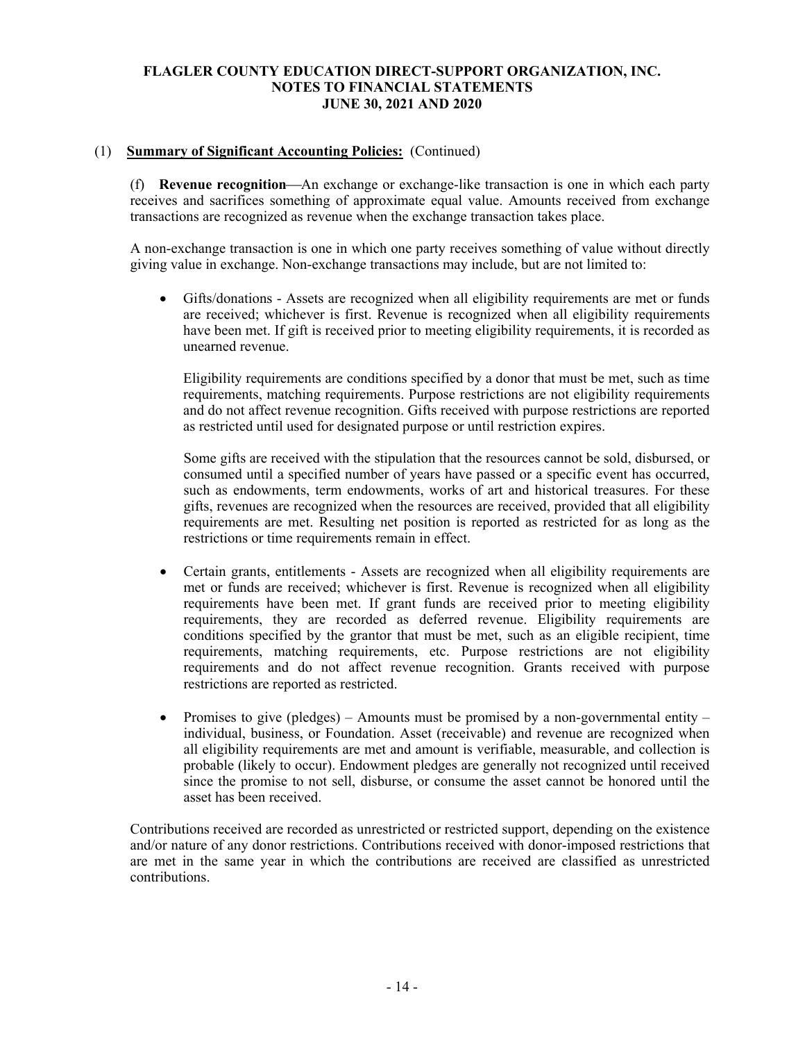# FLAGLER COUNTY EDUCATION DIRECT-SUPPORT ORGANIZATION, INC.
## NOTES TO FINANCIAL STATEMENTS
## JUNE 30, 2021 AND 2020

(1) **Summary of Significant Accounting Policies:** (Continued)

(f) **Revenue recognition**—An exchange or exchange-like transaction is one in which each party receives and sacrifices something of approximate equal value. Amounts received from exchange transactions are recognized as revenue when the exchange transaction takes place.

A non-exchange transaction is one in which one party receives something of value without directly giving value in exchange. Non-exchange transactions may include, but are not limited to:

- Gifts/donations - Assets are recognized when all eligibility requirements are met or funds are received; whichever is first. Revenue is recognized when all eligibility requirements have been met. If gift is received prior to meeting eligibility requirements, it is recorded as unearned revenue.

  Eligibility requirements are conditions specified by a donor that must be met, such as time requirements, matching requirements. Purpose restrictions are not eligibility requirements and do not affect revenue recognition. Gifts received with purpose restrictions are reported as restricted until used for designated purpose or until restriction expires.

  Some gifts are received with the stipulation that the resources cannot be sold, disbursed, or consumed until a specified number of years have passed or a specific event has occurred, such as endowments, term endowments, works of art and historical treasures. For these gifts, revenues are recognized when the resources are received, provided that all eligibility requirements are met. Resulting net position is reported as restricted for as long as the restrictions or time requirements remain in effect.

- Certain grants, entitlements - Assets are recognized when all eligibility requirements are met or funds are received; whichever is first. Revenue is recognized when all eligibility requirements have been met. If grant funds are received prior to meeting eligibility requirements, they are recorded as deferred revenue. Eligibility requirements are conditions specified by the grantor that must be met, such as an eligible recipient, time requirements, matching requirements, etc. Purpose restrictions are not eligibility requirements and do not affect revenue recognition. Grants received with purpose restrictions are reported as restricted.

- Promises to give (pledges) – Amounts must be promised by a non-governmental entity – individual, business, or Foundation. Asset (receivable) and revenue are recognized when all eligibility requirements are met and amount is verifiable, measurable, and collection is probable (likely to occur). Endowment pledges are generally not recognized until received since the promise to not sell, disburse, or consume the asset cannot be honored until the asset has been received.

Contributions received are recorded as unrestricted or restricted support, depending on the existence and/or nature of any donor restrictions. Contributions received with donor-imposed restrictions that are met in the same year in which the contributions are received are classified as unrestricted contributions.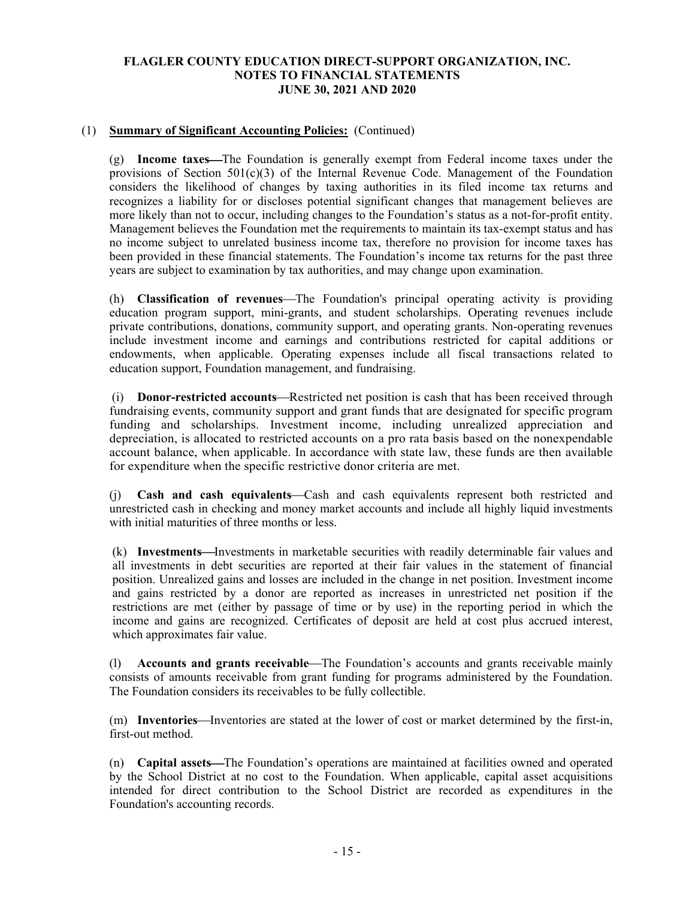# FLAGLER COUNTY EDUCATION DIRECT-SUPPORT ORGANIZATION, INC.
## NOTES TO FINANCIAL STATEMENTS
## JUNE 30, 2021 AND 2020

(1) **Summary of Significant Accounting Policies:** (Continued)

(g) **Income taxes**—The Foundation is generally exempt from Federal income taxes under the provisions of Section 501(c)(3) of the Internal Revenue Code. Management of the Foundation considers the likelihood of changes by taxing authorities in its filed income tax returns and recognizes a liability for or discloses potential significant changes that management believes are more likely than not to occur, including changes to the Foundation's status as a not-for-profit entity. Management believes the Foundation met the requirements to maintain its tax-exempt status and has no income subject to unrelated business income tax, therefore no provision for income taxes has been provided in these financial statements. The Foundation's income tax returns for the past three years are subject to examination by tax authorities, and may change upon examination.

(h) **Classification of revenues**—The Foundation's principal operating activity is providing education program support, mini-grants, and student scholarships. Operating revenues include private contributions, donations, community support, and operating grants. Non-operating revenues include investment income and earnings and contributions restricted for capital additions or endowments, when applicable. Operating expenses include all fiscal transactions related to education support, Foundation management, and fundraising.

(i) **Donor-restricted accounts**—Restricted net position is cash that has been received through fundraising events, community support and grant funds that are designated for specific program funding and scholarships. Investment income, including unrealized appreciation and depreciation, is allocated to restricted accounts on a pro rata basis based on the nonexpendable account balance, when applicable. In accordance with state law, these funds are then available for expenditure when the specific restrictive donor criteria are met.

(j) **Cash and cash equivalents**—Cash and cash equivalents represent both restricted and unrestricted cash in checking and money market accounts and include all highly liquid investments with initial maturities of three months or less.

(k) **Investments**—Investments in marketable securities with readily determinable fair values and all investments in debt securities are reported at their fair values in the statement of financial position. Unrealized gains and losses are included in the change in net position. Investment income and gains restricted by a donor are reported as increases in unrestricted net position if the restrictions are met (either by passage of time or by use) in the reporting period in which the income and gains are recognized. Certificates of deposit are held at cost plus accrued interest, which approximates fair value.

(l) **Accounts and grants receivable**—The Foundation's accounts and grants receivable mainly consists of amounts receivable from grant funding for programs administered by the Foundation. The Foundation considers its receivables to be fully collectible.

(m) **Inventories**—Inventories are stated at the lower of cost or market determined by the first-in, first-out method.

(n) **Capital assets**—The Foundation's operations are maintained at facilities owned and operated by the School District at no cost to the Foundation. When applicable, capital asset acquisitions intended for direct contribution to the School District are recorded as expenditures in the Foundation's accounting records.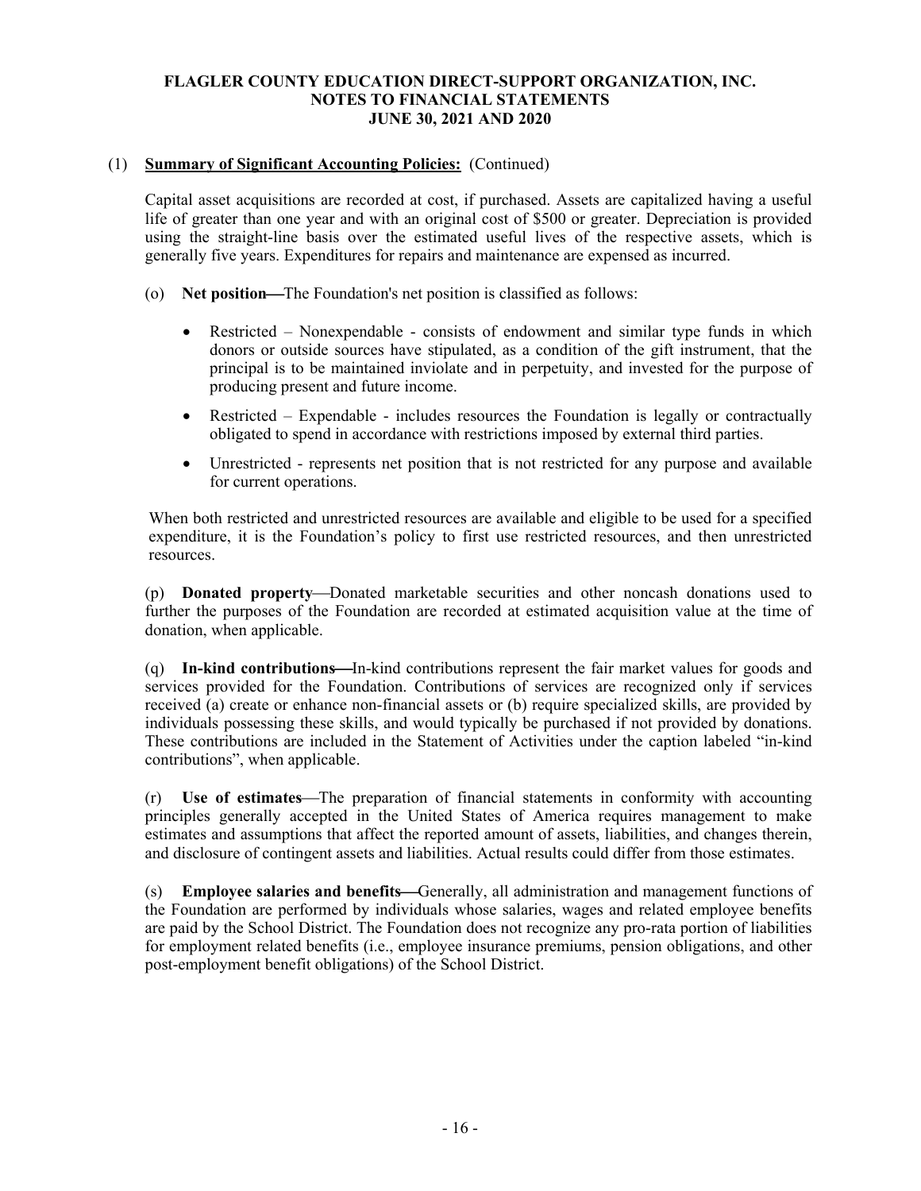(1) **Summary of Significant Accounting Policies:** (Continued)

Capital asset acquisitions are recorded at cost, if purchased. Assets are capitalized having a useful life of greater than one year and with an original cost of $500 or greater. Depreciation is provided using the straight-line basis over the estimated useful lives of the respective assets, which is generally five years. Expenditures for repairs and maintenance are expensed as incurred.

(o) **Net position**—The Foundation's net position is classified as follows:

- Restricted – Nonexpendable - consists of endowment and similar type funds in which donors or outside sources have stipulated, as a condition of the gift instrument, that the principal is to be maintained inviolate and in perpetuity, and invested for the purpose of producing present and future income.
- Restricted – Expendable - includes resources the Foundation is legally or contractually obligated to spend in accordance with restrictions imposed by external third parties.
- Unrestricted - represents net position that is not restricted for any purpose and available for current operations.

When both restricted and unrestricted resources are available and eligible to be used for a specified expenditure, it is the Foundation's policy to first use restricted resources, and then unrestricted resources.

(p) **Donated property**—Donated marketable securities and other noncash donations used to further the purposes of the Foundation are recorded at estimated acquisition value at the time of donation, when applicable.

(q) **In-kind contributions**—In-kind contributions represent the fair market values for goods and services provided for the Foundation. Contributions of services are recognized only if services received (a) create or enhance non-financial assets or (b) require specialized skills, are provided by individuals possessing these skills, and would typically be purchased if not provided by donations. These contributions are included in the Statement of Activities under the caption labeled "in-kind contributions", when applicable.

(r) **Use of estimates**—The preparation of financial statements in conformity with accounting principles generally accepted in the United States of America requires management to make estimates and assumptions that affect the reported amount of assets, liabilities, and changes therein, and disclosure of contingent assets and liabilities. Actual results could differ from those estimates.

(s) **Employee salaries and benefits**—Generally, all administration and management functions of the Foundation are performed by individuals whose salaries, wages and related employee benefits are paid by the School District. The Foundation does not recognize any pro-rata portion of liabilities for employment related benefits (i.e., employee insurance premiums, pension obligations, and other post-employment benefit obligations) of the School District.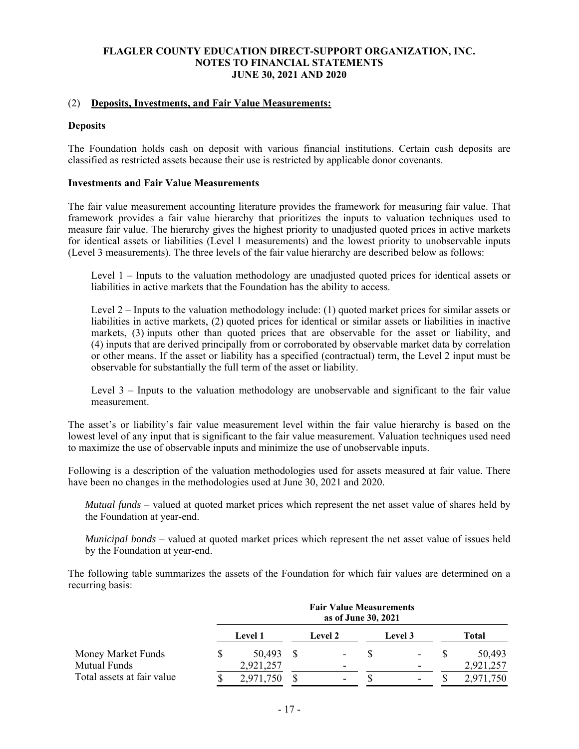**FLAGLER COUNTY EDUCATION DIRECT-SUPPORT ORGANIZATION, INC.**
**NOTES TO FINANCIAL STATEMENTS**
**JUNE 30, 2021 AND 2020**

## (2) Deposits, Investments, and Fair Value Measurements:

### Deposits

The Foundation holds cash on deposit with various financial institutions. Certain cash deposits are classified as restricted assets because their use is restricted by applicable donor covenants.

### Investments and Fair Value Measurements

The fair value measurement accounting literature provides the framework for measuring fair value. That framework provides a fair value hierarchy that prioritizes the inputs to valuation techniques used to measure fair value. The hierarchy gives the highest priority to unadjusted quoted prices in active markets for identical assets or liabilities (Level 1 measurements) and the lowest priority to unobservable inputs (Level 3 measurements). The three levels of the fair value hierarchy are described below as follows:

Level 1 – Inputs to the valuation methodology are unadjusted quoted prices for identical assets or liabilities in active markets that the Foundation has the ability to access.

Level 2 – Inputs to the valuation methodology include: (1) quoted market prices for similar assets or liabilities in active markets, (2) quoted prices for identical or similar assets or liabilities in inactive markets, (3) inputs other than quoted prices that are observable for the asset or liability, and (4) inputs that are derived principally from or corroborated by observable market data by correlation or other means. If the asset or liability has a specified (contractual) term, the Level 2 input must be observable for substantially the full term of the asset or liability.

Level 3 – Inputs to the valuation methodology are unobservable and significant to the fair value measurement.

The asset's or liability's fair value measurement level within the fair value hierarchy is based on the lowest level of any input that is significant to the fair value measurement. Valuation techniques used need to maximize the use of observable inputs and minimize the use of unobservable inputs.

Following is a description of the valuation methodologies used for assets measured at fair value. There have been no changes in the methodologies used at June 30, 2021 and 2020.

*Mutual funds* – valued at quoted market prices which represent the net asset value of shares held by the Foundation at year-end.

*Municipal bonds* – valued at quoted market prices which represent the net asset value of issues held by the Foundation at year-end.

The following table summarizes the assets of the Foundation for which fair values are determined on a recurring basis:

| | Fair Value Measurements as of June 30, 2021 | | | |
|---|---|---|---|---|
| | Level 1 | Level 2 | Level 3 | Total |
| Money Market Funds | $ 50,493 | $ - | $ - | $ 50,493 |
| Mutual Funds | 2,921,257 | - | - | 2,921,257 |
| Total assets at fair value | $ 2,971,750 | $ - | $ - | $ 2,971,750 |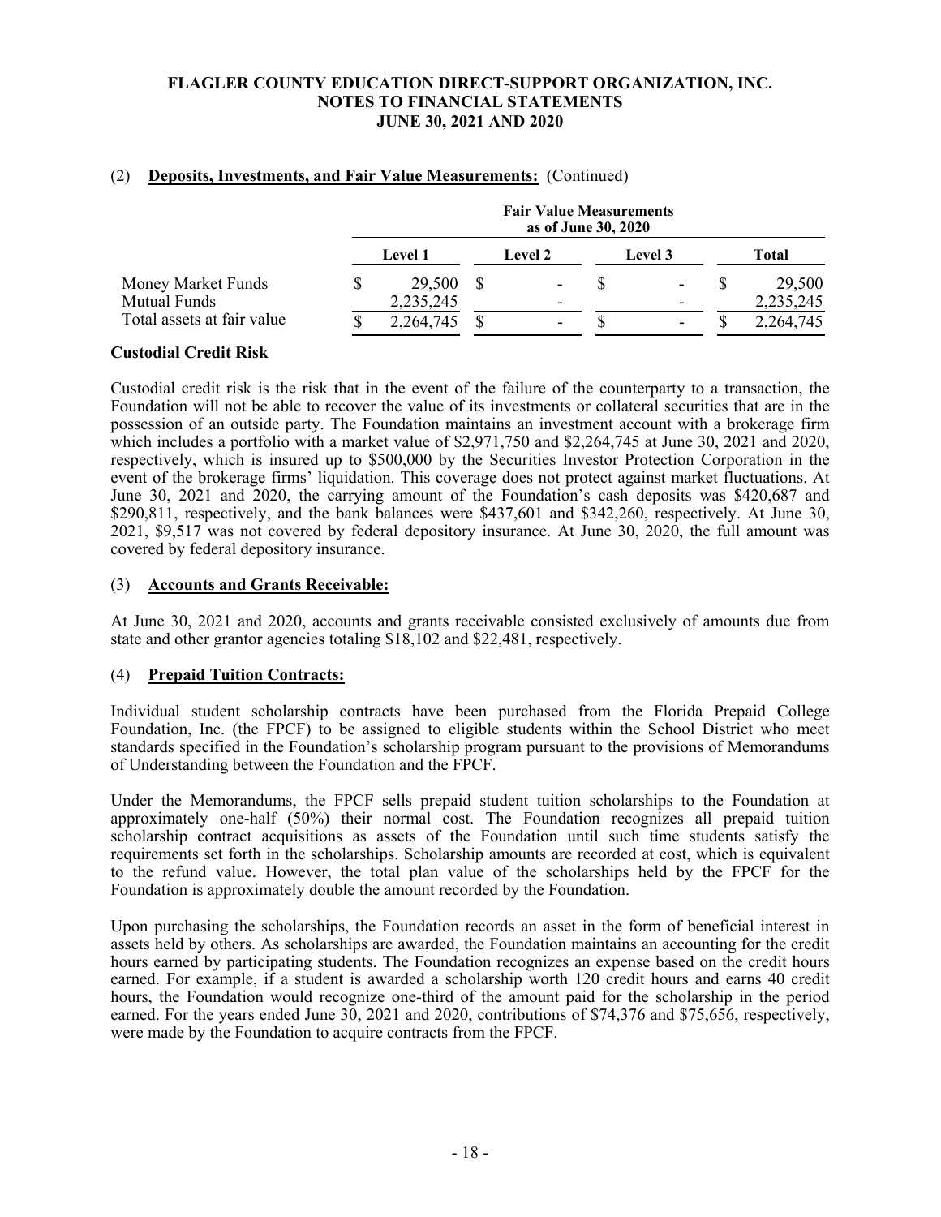## (2) Deposits, Investments, and Fair Value Measurements: (Continued)

| | Fair Value Measurements as of June 30, 2020 | | | |
|---|---|---|---|---|
| | Level 1 | Level 2 | Level 3 | Total |
| Money Market Funds | $ 29,500 | $ - | $ - | $ 29,500 |
| Mutual Funds | 2,235,245 | - | - | 2,235,245 |
| Total assets at fair value | $ 2,264,745 | $ - | $ - | $ 2,264,745 |

**Custodial Credit Risk**

Custodial credit risk is the risk that in the event of the failure of the counterparty to a transaction, the Foundation will not be able to recover the value of its investments or collateral securities that are in the possession of an outside party. The Foundation maintains an investment account with a brokerage firm which includes a portfolio with a market value of $2,971,750 and $2,264,745 at June 30, 2021 and 2020, respectively, which is insured up to $500,000 by the Securities Investor Protection Corporation in the event of the brokerage firms' liquidation. This coverage does not protect against market fluctuations. At June 30, 2021 and 2020, the carrying amount of the Foundation's cash deposits was $420,687 and $290,811, respectively, and the bank balances were $437,601 and $342,260, respectively. At June 30, 2021, $9,517 was not covered by federal depository insurance. At June 30, 2020, the full amount was covered by federal depository insurance.

## (3) Accounts and Grants Receivable:

At June 30, 2021 and 2020, accounts and grants receivable consisted exclusively of amounts due from state and other grantor agencies totaling $18,102 and $22,481, respectively.

## (4) Prepaid Tuition Contracts:

Individual student scholarship contracts have been purchased from the Florida Prepaid College Foundation, Inc. (the FPCF) to be assigned to eligible students within the School District who meet standards specified in the Foundation's scholarship program pursuant to the provisions of Memorandums of Understanding between the Foundation and the FPCF.

Under the Memorandums, the FPCF sells prepaid student tuition scholarships to the Foundation at approximately one-half (50%) their normal cost. The Foundation recognizes all prepaid tuition scholarship contract acquisitions as assets of the Foundation until such time students satisfy the requirements set forth in the scholarships. Scholarship amounts are recorded at cost, which is equivalent to the refund value. However, the total plan value of the scholarships held by the FPCF for the Foundation is approximately double the amount recorded by the Foundation.

Upon purchasing the scholarships, the Foundation records an asset in the form of beneficial interest in assets held by others. As scholarships are awarded, the Foundation maintains an accounting for the credit hours earned by participating students. The Foundation recognizes an expense based on the credit hours earned. For example, if a student is awarded a scholarship worth 120 credit hours and earns 40 credit hours, the Foundation would recognize one-third of the amount paid for the scholarship in the period earned. For the years ended June 30, 2021 and 2020, contributions of $74,376 and $75,656, respectively, were made by the Foundation to acquire contracts from the FPCF.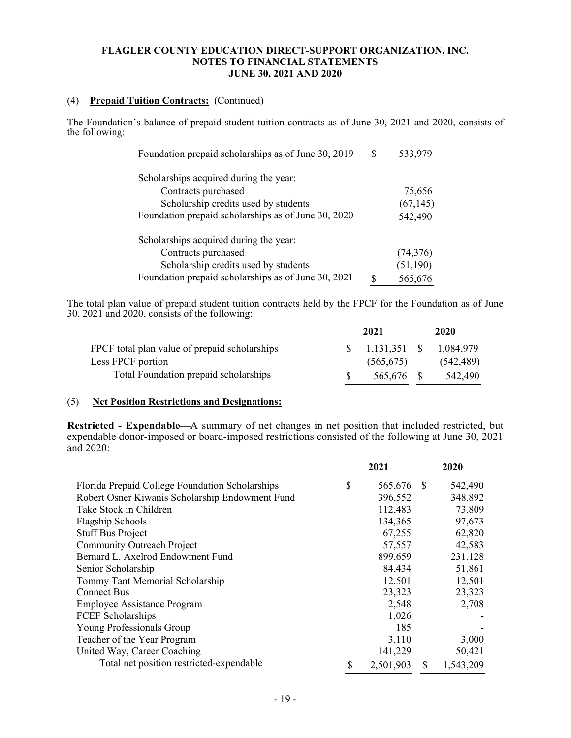# FLAGLER COUNTY EDUCATION DIRECT-SUPPORT ORGANIZATION, INC.
## NOTES TO FINANCIAL STATEMENTS
### JUNE 30, 2021 AND 2020

(4) **Prepaid Tuition Contracts:** (Continued)

The Foundation's balance of prepaid student tuition contracts as of June 30, 2021 and 2020, consists of the following:

| | | |
|---|---|---|
| Foundation prepaid scholarships as of June 30, 2019 | $ | 533,979 |
| Scholarships acquired during the year: | | |
| Contracts purchased | | 75,656 |
| Scholarship credits used by students | | (67,145) |
| Foundation prepaid scholarships as of June 30, 2020 | | 542,490 |
| Scholarships acquired during the year: | | |
| Contracts purchased | | (74,376) |
| Scholarship credits used by students | | (51,190) |
| Foundation prepaid scholarships as of June 30, 2021 | $ | 565,676 |

The total plan value of prepaid student tuition contracts held by the FPCF for the Foundation as of June 30, 2021 and 2020, consists of the following:

| | 2021 | 2020 |
|---|---|---|
| FPCF total plan value of prepaid scholarships | $ 1,131,351 | $ 1,084,979 |
| Less FPCF portion | (565,675) | (542,489) |
| Total Foundation prepaid scholarships | $ 565,676 | $ 542,490 |

(5) **Net Position Restrictions and Designations:**

**Restricted - Expendable—**A summary of net changes in net position that included restricted, but expendable donor-imposed or board-imposed restrictions consisted of the following at June 30, 2021 and 2020:

| | 2021 | 2020 |
|---|---|---|
| Florida Prepaid College Foundation Scholarships | $ 565,676 | $ 542,490 |
| Robert Osner Kiwanis Scholarship Endowment Fund | 396,552 | 348,892 |
| Take Stock in Children | 112,483 | 73,809 |
| Flagship Schools | 134,365 | 97,673 |
| Stuff Bus Project | 67,255 | 62,820 |
| Community Outreach Project | 57,557 | 42,583 |
| Bernard L. Axelrod Endowment Fund | 899,659 | 231,128 |
| Senior Scholarship | 84,434 | 51,861 |
| Tommy Tant Memorial Scholarship | 12,501 | 12,501 |
| Connect Bus | 23,323 | 23,323 |
| Employee Assistance Program | 2,548 | 2,708 |
| FCEF Scholarships | 1,026 | - |
| Young Professionals Group | 185 | - |
| Teacher of the Year Program | 3,110 | 3,000 |
| United Way, Career Coaching | 141,229 | 50,421 |
| Total net position restricted-expendable | $ 2,501,903 | $ 1,543,209 |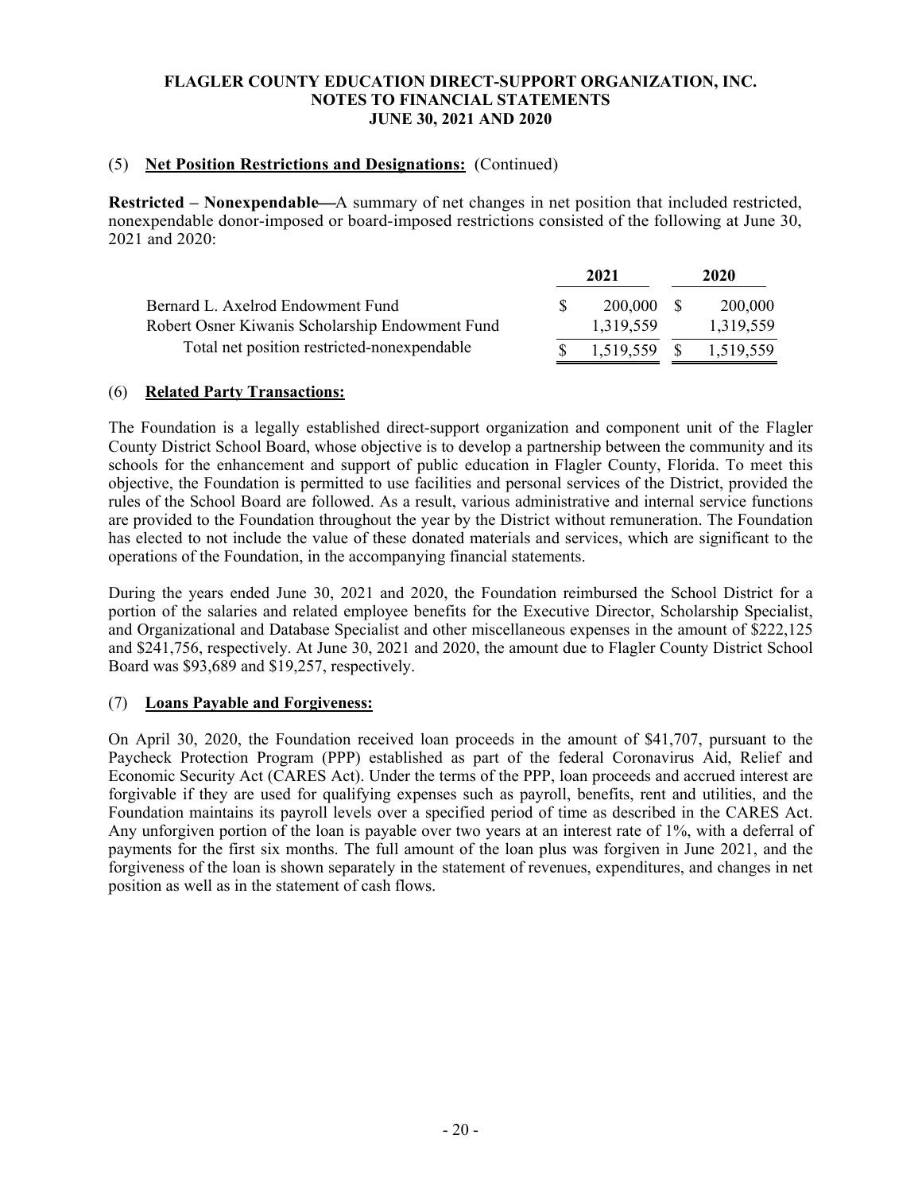# FLAGLER COUNTY EDUCATION DIRECT-SUPPORT ORGANIZATION, INC.
## NOTES TO FINANCIAL STATEMENTS
## JUNE 30, 2021 AND 2020

### (5) **Net Position Restrictions and Designations:** (Continued)

**Restricted – Nonexpendable—**A summary of net changes in net position that included restricted, nonexpendable donor-imposed or board-imposed restrictions consisted of the following at June 30, 2021 and 2020:

| | 2021 | 2020 |
|---|---|---|
| Bernard L. Axelrod Endowment Fund | $ 200,000 | $ 200,000 |
| Robert Osner Kiwanis Scholarship Endowment Fund | 1,319,559 | 1,319,559 |
| Total net position restricted-nonexpendable | $ 1,519,559 | $ 1,519,559 |

### (6) **Related Party Transactions:**

The Foundation is a legally established direct-support organization and component unit of the Flagler County District School Board, whose objective is to develop a partnership between the community and its schools for the enhancement and support of public education in Flagler County, Florida. To meet this objective, the Foundation is permitted to use facilities and personal services of the District, provided the rules of the School Board are followed. As a result, various administrative and internal service functions are provided to the Foundation throughout the year by the District without remuneration. The Foundation has elected to not include the value of these donated materials and services, which are significant to the operations of the Foundation, in the accompanying financial statements.

During the years ended June 30, 2021 and 2020, the Foundation reimbursed the School District for a portion of the salaries and related employee benefits for the Executive Director, Scholarship Specialist, and Organizational and Database Specialist and other miscellaneous expenses in the amount of $222,125 and $241,756, respectively. At June 30, 2021 and 2020, the amount due to Flagler County District School Board was $93,689 and $19,257, respectively.

### (7) **Loans Payable and Forgiveness:**

On April 30, 2020, the Foundation received loan proceeds in the amount of $41,707, pursuant to the Paycheck Protection Program (PPP) established as part of the federal Coronavirus Aid, Relief and Economic Security Act (CARES Act). Under the terms of the PPP, loan proceeds and accrued interest are forgivable if they are used for qualifying expenses such as payroll, benefits, rent and utilities, and the Foundation maintains its payroll levels over a specified period of time as described in the CARES Act. Any unforgiven portion of the loan is payable over two years at an interest rate of 1%, with a deferral of payments for the first six months. The full amount of the loan plus was forgiven in June 2021, and the forgiveness of the loan is shown separately in the statement of revenues, expenditures, and changes in net position as well as in the statement of cash flows.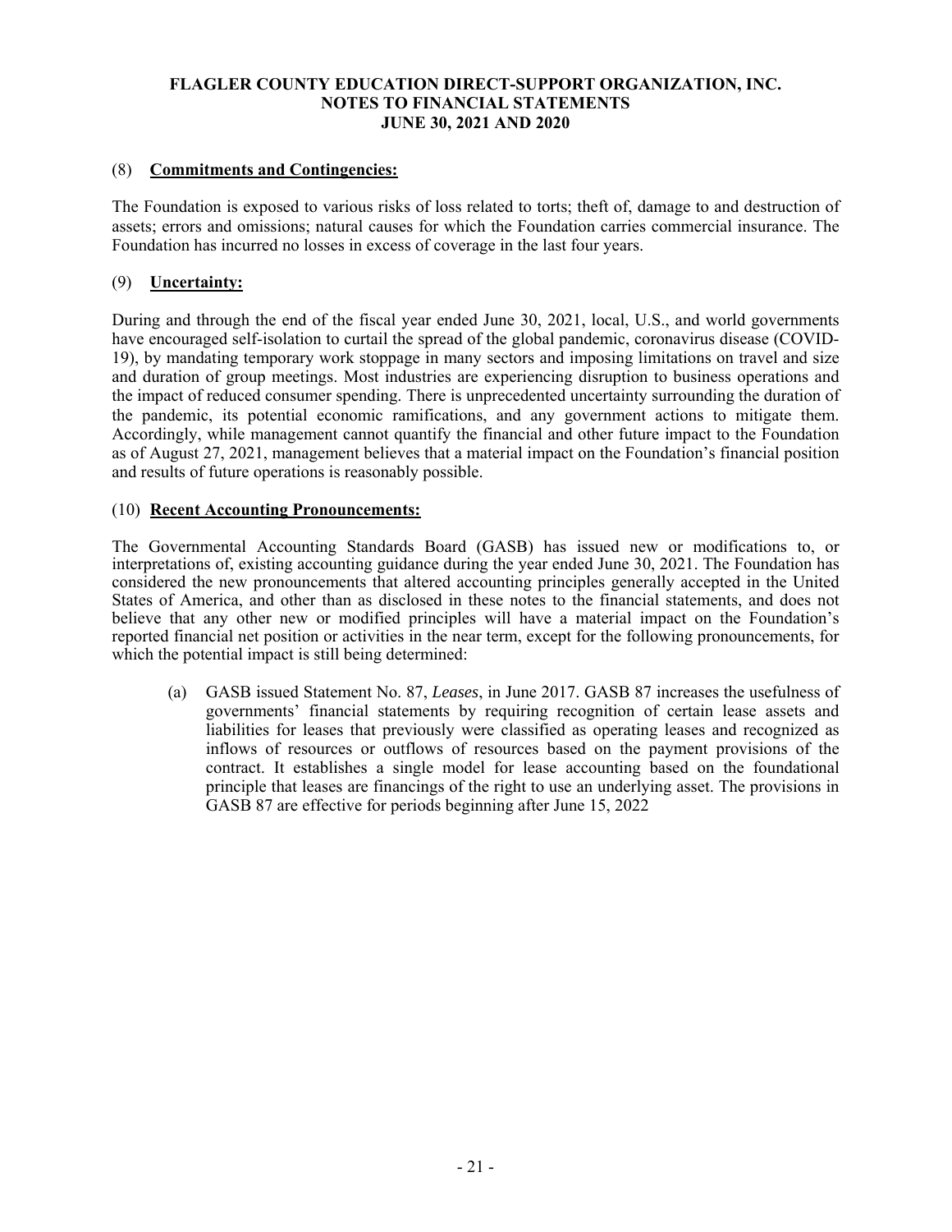## (8) **Commitments and Contingencies:**

The Foundation is exposed to various risks of loss related to torts; theft of, damage to and destruction of assets; errors and omissions; natural causes for which the Foundation carries commercial insurance. The Foundation has incurred no losses in excess of coverage in the last four years.

## (9) **Uncertainty:**

During and through the end of the fiscal year ended June 30, 2021, local, U.S., and world governments have encouraged self-isolation to curtail the spread of the global pandemic, coronavirus disease (COVID-19), by mandating temporary work stoppage in many sectors and imposing limitations on travel and size and duration of group meetings. Most industries are experiencing disruption to business operations and the impact of reduced consumer spending. There is unprecedented uncertainty surrounding the duration of the pandemic, its potential economic ramifications, and any government actions to mitigate them. Accordingly, while management cannot quantify the financial and other future impact to the Foundation as of August 27, 2021, management believes that a material impact on the Foundation's financial position and results of future operations is reasonably possible.

## (10) **Recent Accounting Pronouncements:**

The Governmental Accounting Standards Board (GASB) has issued new or modifications to, or interpretations of, existing accounting guidance during the year ended June 30, 2021. The Foundation has considered the new pronouncements that altered accounting principles generally accepted in the United States of America, and other than as disclosed in these notes to the financial statements, and does not believe that any other new or modified principles will have a material impact on the Foundation's reported financial net position or activities in the near term, except for the following pronouncements, for which the potential impact is still being determined:

(a) GASB issued Statement No. 87, *Leases*, in June 2017. GASB 87 increases the usefulness of governments' financial statements by requiring recognition of certain lease assets and liabilities for leases that previously were classified as operating leases and recognized as inflows of resources or outflows of resources based on the payment provisions of the contract. It establishes a single model for lease accounting based on the foundational principle that leases are financings of the right to use an underlying asset. The provisions in GASB 87 are effective for periods beginning after June 15, 2022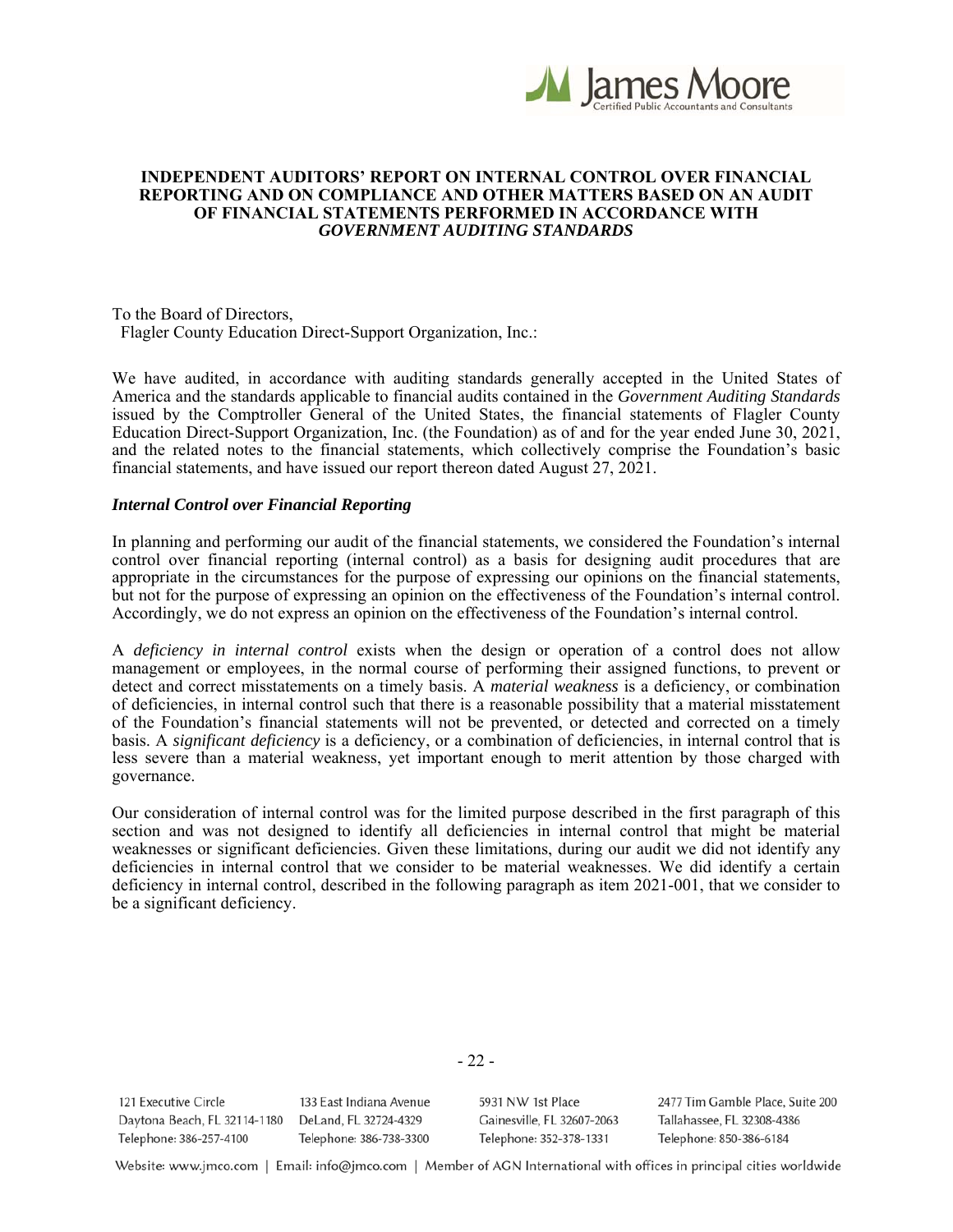# INDEPENDENT AUDITORS' REPORT ON INTERNAL CONTROL OVER FINANCIAL REPORTING AND ON COMPLIANCE AND OTHER MATTERS BASED ON AN AUDIT OF FINANCIAL STATEMENTS PERFORMED IN ACCORDANCE WITH *GOVERNMENT AUDITING STANDARDS*

To the Board of Directors,
Flagler County Education Direct-Support Organization, Inc.:

We have audited, in accordance with auditing standards generally accepted in the United States of America and the standards applicable to financial audits contained in the *Government Auditing Standards* issued by the Comptroller General of the United States, the financial statements of Flagler County Education Direct-Support Organization, Inc. (the Foundation) as of and for the year ended June 30, 2021, and the related notes to the financial statements, which collectively comprise the Foundation's basic financial statements, and have issued our report thereon dated August 27, 2021.

## *Internal Control over Financial Reporting*

In planning and performing our audit of the financial statements, we considered the Foundation's internal control over financial reporting (internal control) as a basis for designing audit procedures that are appropriate in the circumstances for the purpose of expressing our opinions on the financial statements, but not for the purpose of expressing an opinion on the effectiveness of the Foundation's internal control. Accordingly, we do not express an opinion on the effectiveness of the Foundation's internal control.

A *deficiency in internal control* exists when the design or operation of a control does not allow management or employees, in the normal course of performing their assigned functions, to prevent or detect and correct misstatements on a timely basis. A *material weakness* is a deficiency, or combination of deficiencies, in internal control such that there is a reasonable possibility that a material misstatement of the Foundation's financial statements will not be prevented, or detected and corrected on a timely basis. A *significant deficiency* is a deficiency, or a combination of deficiencies, in internal control that is less severe than a material weakness, yet important enough to merit attention by those charged with governance.

Our consideration of internal control was for the limited purpose described in the first paragraph of this section and was not designed to identify all deficiencies in internal control that might be material weaknesses or significant deficiencies. Given these limitations, during our audit we did not identify any deficiencies in internal control that we consider to be material weaknesses. We did identify a certain deficiency in internal control, described in the following paragraph as item 2021-001, that we consider to be a significant deficiency.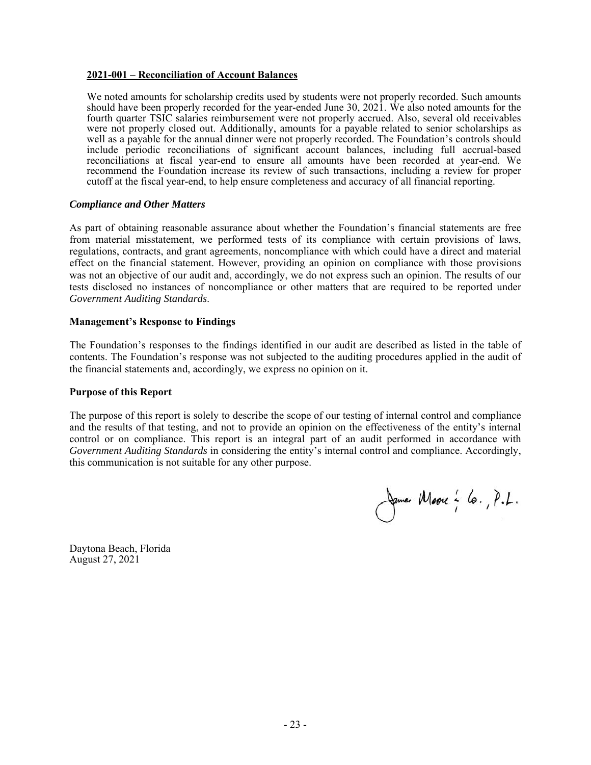**2021-001 – Reconciliation of Account Balances**

We noted amounts for scholarship credits used by students were not properly recorded. Such amounts should have been properly recorded for the year-ended June 30, 2021. We also noted amounts for the fourth quarter TSIC salaries reimbursement were not properly accrued. Also, several old receivables were not properly closed out. Additionally, amounts for a payable related to senior scholarships as well as a payable for the annual dinner were not properly recorded. The Foundation's controls should include periodic reconciliations of significant account balances, including full accrual-based reconciliations at fiscal year-end to ensure all amounts have been recorded at year-end. We recommend the Foundation increase its review of such transactions, including a review for proper cutoff at the fiscal year-end, to help ensure completeness and accuracy of all financial reporting.

### *Compliance and Other Matters*

As part of obtaining reasonable assurance about whether the Foundation's financial statements are free from material misstatement, we performed tests of its compliance with certain provisions of laws, regulations, contracts, and grant agreements, noncompliance with which could have a direct and material effect on the financial statement. However, providing an opinion on compliance with those provisions was not an objective of our audit and, accordingly, we do not express such an opinion. The results of our tests disclosed no instances of noncompliance or other matters that are required to be reported under *Government Auditing Standards*.

### Management's Response to Findings

The Foundation's responses to the findings identified in our audit are described as listed in the table of contents. The Foundation's response was not subjected to the auditing procedures applied in the audit of the financial statements and, accordingly, we express no opinion on it.

### Purpose of this Report

The purpose of this report is solely to describe the scope of our testing of internal control and compliance and the results of that testing, and not to provide an opinion on the effectiveness of the entity's internal control or on compliance. This report is an integral part of an audit performed in accordance with *Government Auditing Standards* in considering the entity's internal control and compliance. Accordingly, this communication is not suitable for any other purpose.

James Moore & Co., P.L.

Daytona Beach, Florida
August 27, 2021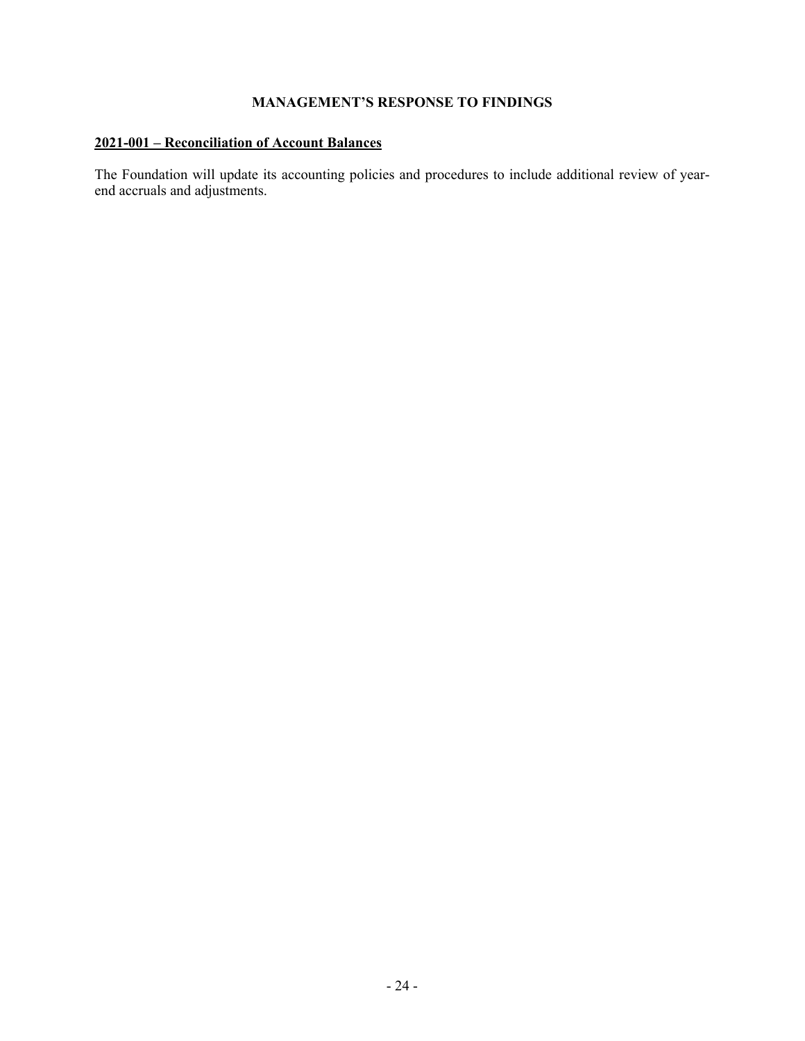# MANAGEMENT'S RESPONSE TO FINDINGS

## 2021-001 – Reconciliation of Account Balances

The Foundation will update its accounting policies and procedures to include additional review of year-end accruals and adjustments.